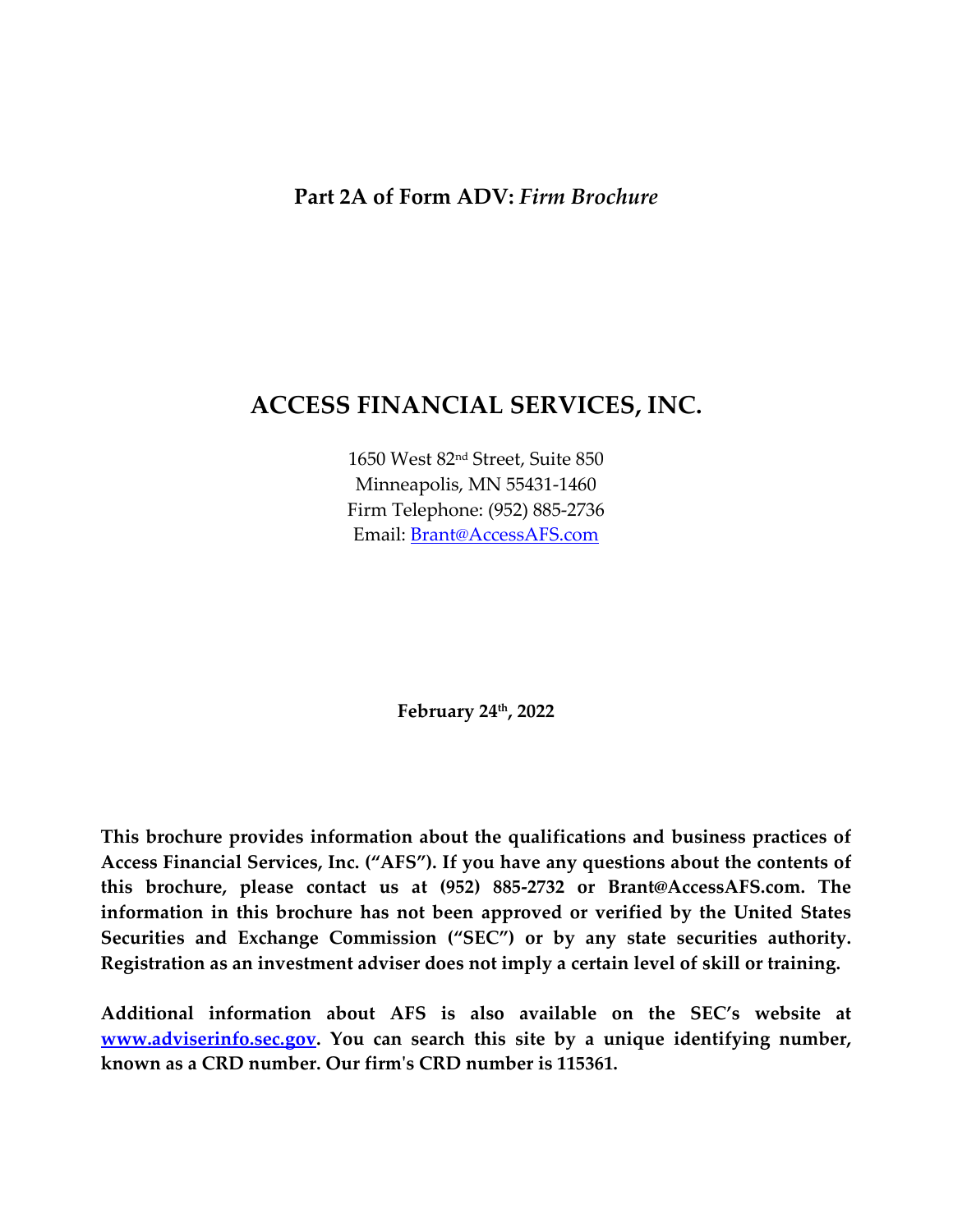**Part 2A of Form ADV:** ***Firm Brochure***

# ACCESS FINANCIAL SERVICES, INC.

1650 West 82nd Street, Suite 850
Minneapolis, MN 55431-1460
Firm Telephone: (952) 885-2736
Email: Brant@AccessAFS.com

**February 24th, 2022**

**This brochure provides information about the qualifications and business practices of Access Financial Services, Inc. ("AFS"). If you have any questions about the contents of this brochure, please contact us at (952) 885-2732 or Brant@AccessAFS.com. The information in this brochure has not been approved or verified by the United States Securities and Exchange Commission ("SEC") or by any state securities authority. Registration as an investment adviser does not imply a certain level of skill or training.**

**Additional information about AFS is also available on the SEC's website at www.adviserinfo.sec.gov. You can search this site by a unique identifying number, known as a CRD number. Our firm's CRD number is 115361.**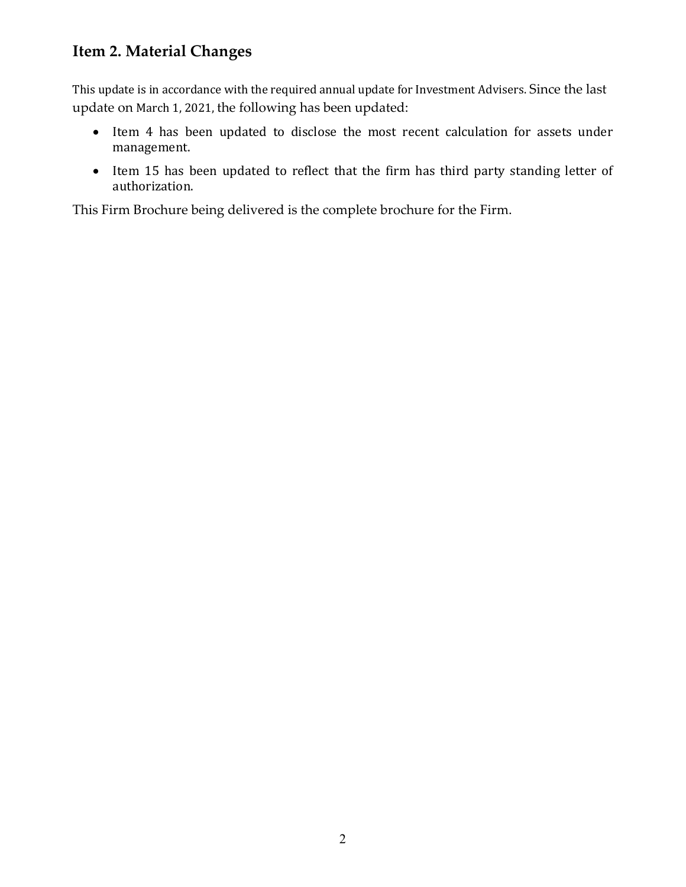## Item 2. Material Changes

This update is in accordance with the required annual update for Investment Advisers. Since the last update on March 1, 2021, the following has been updated:

- Item 4 has been updated to disclose the most recent calculation for assets under management.
- Item 15 has been updated to reflect that the firm has third party standing letter of authorization.

This Firm Brochure being delivered is the complete brochure for the Firm.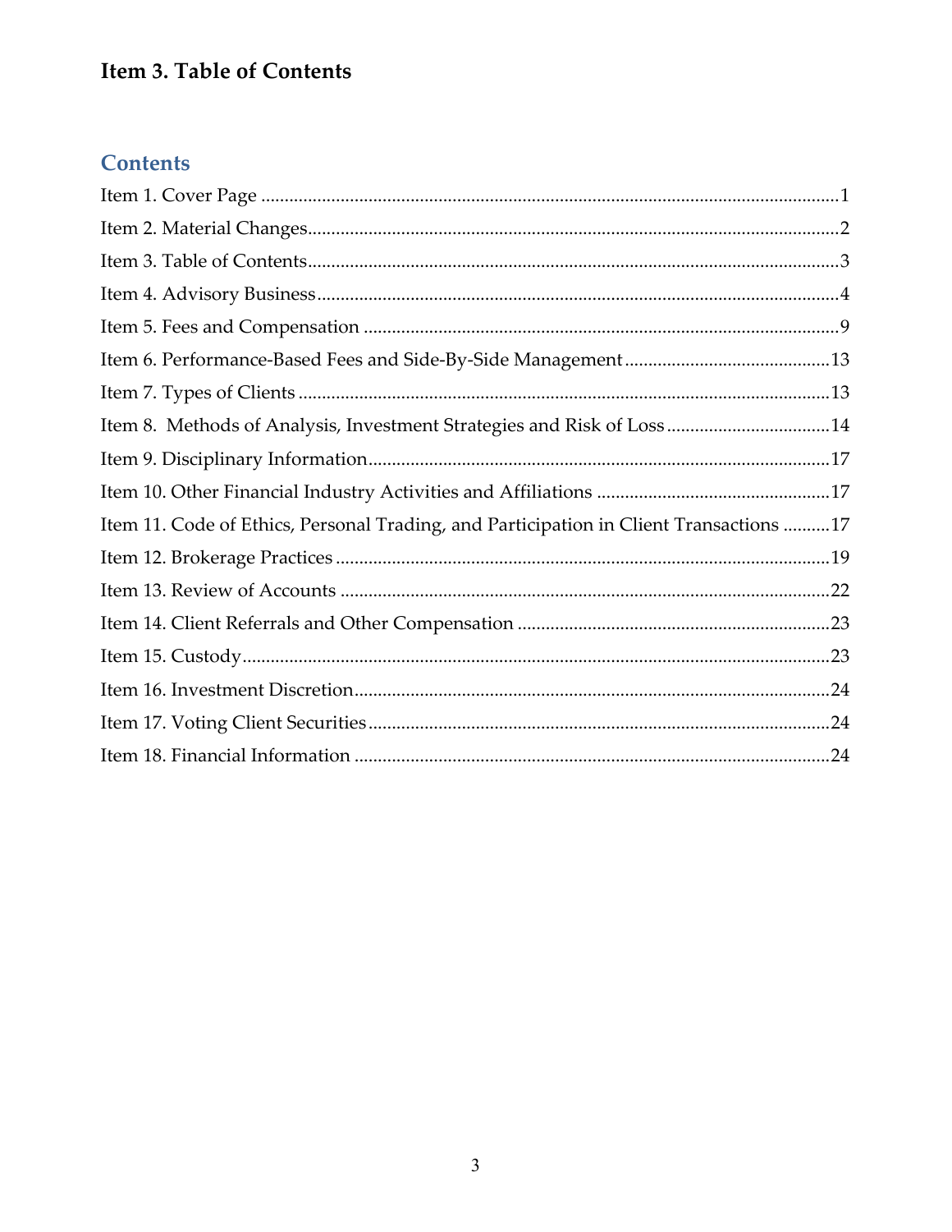# Item 3. Table of Contents

## Contents

Item 1. Cover Page ........................................................................................................1

Item 2. Material Changes.................................................................................................2

Item 3. Table of Contents.................................................................................................3

Item 4. Advisory Business...............................................................................................4

Item 5. Fees and Compensation .....................................................................................9

Item 6. Performance-Based Fees and Side-By-Side Management............................................13

Item 7. Types of Clients .................................................................................................13

Item 8. Methods of Analysis, Investment Strategies and Risk of Loss...................................14

Item 9. Disciplinary Information..................................................................................17

Item 10. Other Financial Industry Activities and Affiliations .................................................17

Item 11. Code of Ethics, Personal Trading, and Participation in Client Transactions ..........17

Item 12. Brokerage Practices .........................................................................................19

Item 13. Review of Accounts ........................................................................................22

Item 14. Client Referrals and Other Compensation ..................................................23

Item 15. Custody...........................................................................................................23

Item 16. Investment Discretion....................................................................................24

Item 17. Voting Client Securities..................................................................................24

Item 18. Financial Information ....................................................................................24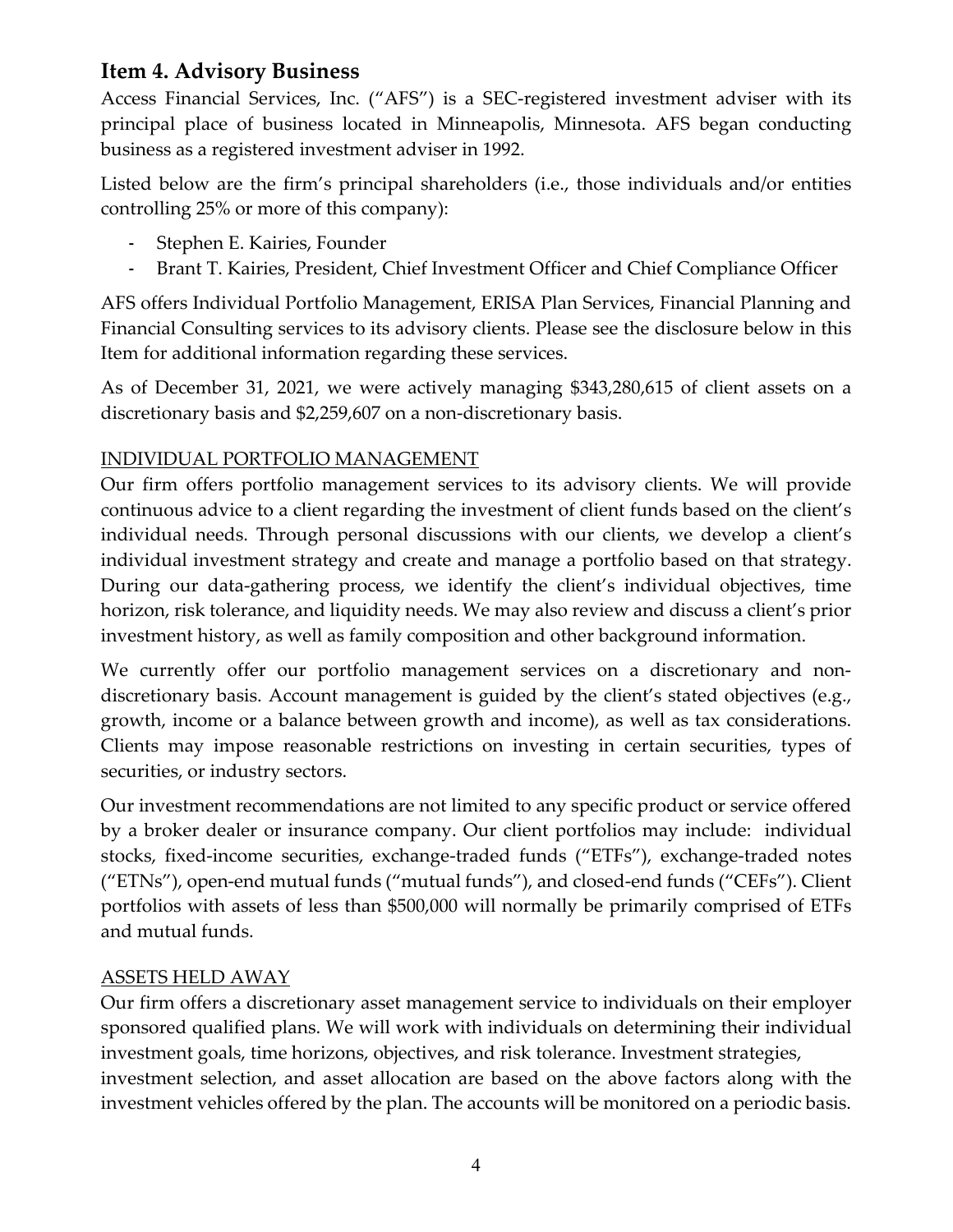## Item 4. Advisory Business

Access Financial Services, Inc. ("AFS") is a SEC-registered investment adviser with its principal place of business located in Minneapolis, Minnesota. AFS began conducting business as a registered investment adviser in 1992.

Listed below are the firm's principal shareholders (i.e., those individuals and/or entities controlling 25% or more of this company):

- Stephen E. Kairies, Founder
- Brant T. Kairies, President, Chief Investment Officer and Chief Compliance Officer

AFS offers Individual Portfolio Management, ERISA Plan Services, Financial Planning and Financial Consulting services to its advisory clients. Please see the disclosure below in this Item for additional information regarding these services.

As of December 31, 2021, we were actively managing $343,280,615 of client assets on a discretionary basis and $2,259,607 on a non-discretionary basis.

INDIVIDUAL PORTFOLIO MANAGEMENT

Our firm offers portfolio management services to its advisory clients. We will provide continuous advice to a client regarding the investment of client funds based on the client's individual needs. Through personal discussions with our clients, we develop a client's individual investment strategy and create and manage a portfolio based on that strategy. During our data-gathering process, we identify the client's individual objectives, time horizon, risk tolerance, and liquidity needs. We may also review and discuss a client's prior investment history, as well as family composition and other background information.

We currently offer our portfolio management services on a discretionary and non-discretionary basis. Account management is guided by the client's stated objectives (e.g., growth, income or a balance between growth and income), as well as tax considerations. Clients may impose reasonable restrictions on investing in certain securities, types of securities, or industry sectors.

Our investment recommendations are not limited to any specific product or service offered by a broker dealer or insurance company. Our client portfolios may include: individual stocks, fixed-income securities, exchange-traded funds ("ETFs"), exchange-traded notes ("ETNs"), open-end mutual funds ("mutual funds"), and closed-end funds ("CEFs"). Client portfolios with assets of less than $500,000 will normally be primarily comprised of ETFs and mutual funds.

ASSETS HELD AWAY

Our firm offers a discretionary asset management service to individuals on their employer sponsored qualified plans. We will work with individuals on determining their individual investment goals, time horizons, objectives, and risk tolerance. Investment strategies, investment selection, and asset allocation are based on the above factors along with the investment vehicles offered by the plan. The accounts will be monitored on a periodic basis.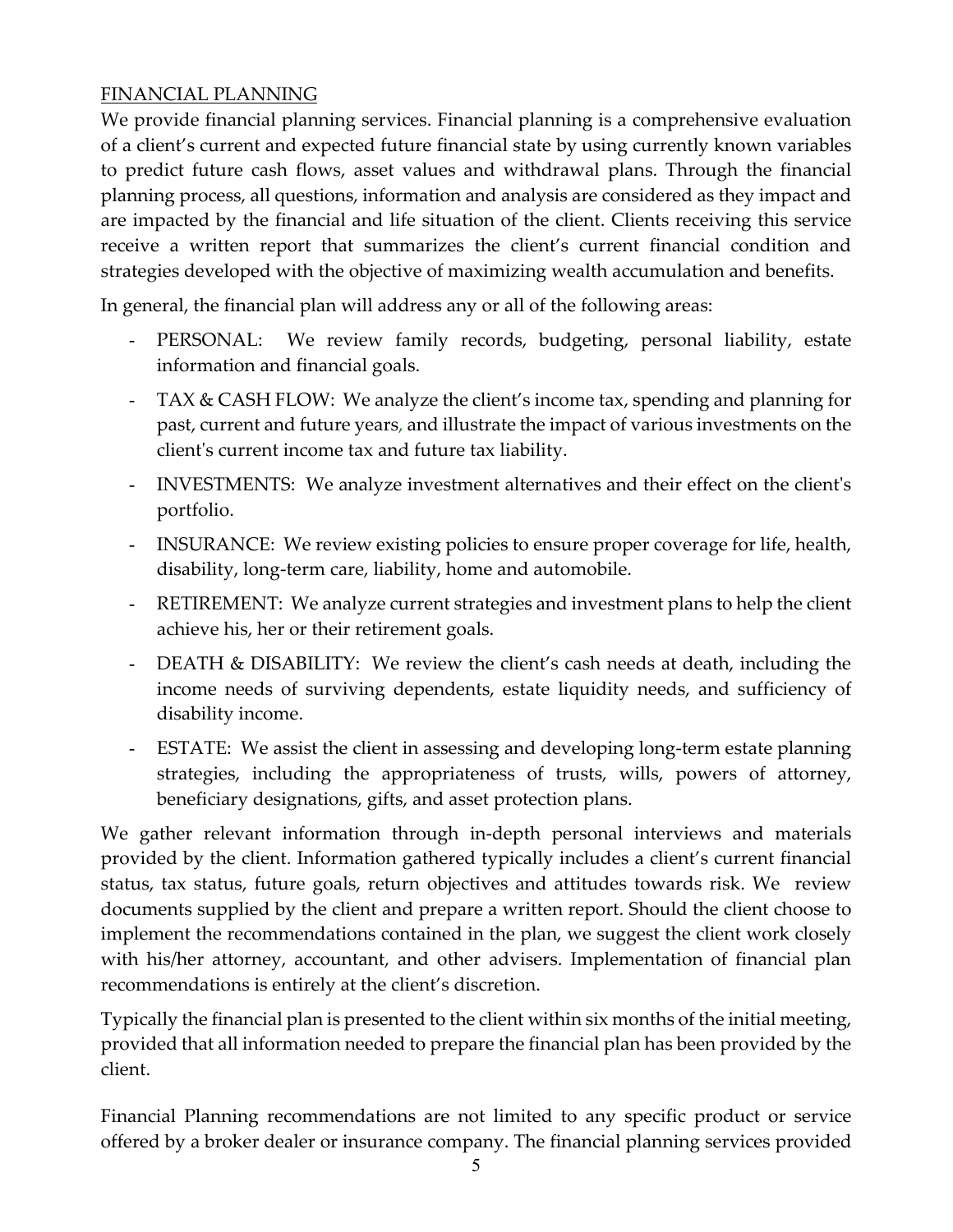## FINANCIAL PLANNING

We provide financial planning services. Financial planning is a comprehensive evaluation of a client's current and expected future financial state by using currently known variables to predict future cash flows, asset values and withdrawal plans. Through the financial planning process, all questions, information and analysis are considered as they impact and are impacted by the financial and life situation of the client. Clients receiving this service receive a written report that summarizes the client's current financial condition and strategies developed with the objective of maximizing wealth accumulation and benefits.

In general, the financial plan will address any or all of the following areas:

- PERSONAL: We review family records, budgeting, personal liability, estate information and financial goals.
- TAX & CASH FLOW: We analyze the client's income tax, spending and planning for past, current and future years, and illustrate the impact of various investments on the client's current income tax and future tax liability.
- INVESTMENTS: We analyze investment alternatives and their effect on the client's portfolio.
- INSURANCE: We review existing policies to ensure proper coverage for life, health, disability, long-term care, liability, home and automobile.
- RETIREMENT: We analyze current strategies and investment plans to help the client achieve his, her or their retirement goals.
- DEATH & DISABILITY: We review the client's cash needs at death, including the income needs of surviving dependents, estate liquidity needs, and sufficiency of disability income.
- ESTATE: We assist the client in assessing and developing long-term estate planning strategies, including the appropriateness of trusts, wills, powers of attorney, beneficiary designations, gifts, and asset protection plans.

We gather relevant information through in-depth personal interviews and materials provided by the client. Information gathered typically includes a client's current financial status, tax status, future goals, return objectives and attitudes towards risk. We review documents supplied by the client and prepare a written report. Should the client choose to implement the recommendations contained in the plan, we suggest the client work closely with his/her attorney, accountant, and other advisers. Implementation of financial plan recommendations is entirely at the client's discretion.

Typically the financial plan is presented to the client within six months of the initial meeting, provided that all information needed to prepare the financial plan has been provided by the client.

Financial Planning recommendations are not limited to any specific product or service offered by a broker dealer or insurance company. The financial planning services provided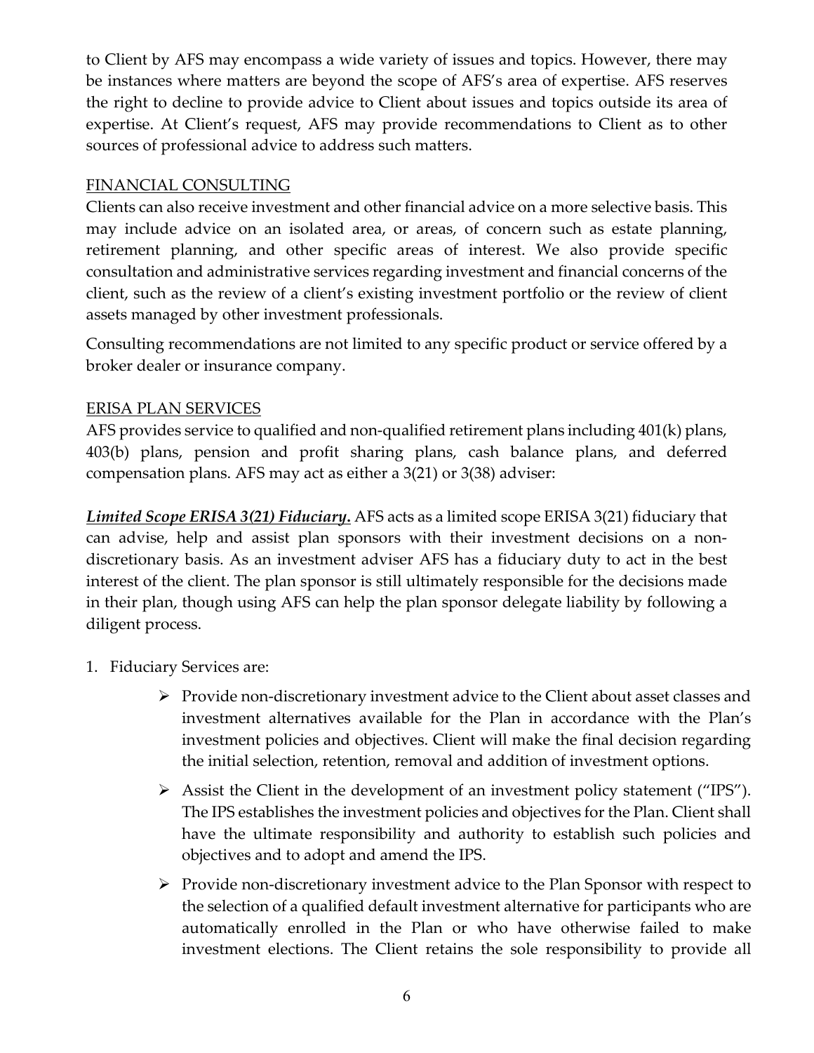to Client by AFS may encompass a wide variety of issues and topics. However, there may be instances where matters are beyond the scope of AFS's area of expertise. AFS reserves the right to decline to provide advice to Client about issues and topics outside its area of expertise. At Client's request, AFS may provide recommendations to Client as to other sources of professional advice to address such matters.

## FINANCIAL CONSULTING

Clients can also receive investment and other financial advice on a more selective basis. This may include advice on an isolated area, or areas, of concern such as estate planning, retirement planning, and other specific areas of interest. We also provide specific consultation and administrative services regarding investment and financial concerns of the client, such as the review of a client's existing investment portfolio or the review of client assets managed by other investment professionals.

Consulting recommendations are not limited to any specific product or service offered by a broker dealer or insurance company.

## ERISA PLAN SERVICES

AFS provides service to qualified and non-qualified retirement plans including 401(k) plans, 403(b) plans, pension and profit sharing plans, cash balance plans, and deferred compensation plans. AFS may act as either a 3(21) or 3(38) adviser:

***Limited Scope ERISA 3(21) Fiduciary.*** AFS acts as a limited scope ERISA 3(21) fiduciary that can advise, help and assist plan sponsors with their investment decisions on a non-discretionary basis. As an investment adviser AFS has a fiduciary duty to act in the best interest of the client. The plan sponsor is still ultimately responsible for the decisions made in their plan, though using AFS can help the plan sponsor delegate liability by following a diligent process.

1. Fiduciary Services are:
   - Provide non-discretionary investment advice to the Client about asset classes and investment alternatives available for the Plan in accordance with the Plan's investment policies and objectives. Client will make the final decision regarding the initial selection, retention, removal and addition of investment options.
   - Assist the Client in the development of an investment policy statement ("IPS"). The IPS establishes the investment policies and objectives for the Plan. Client shall have the ultimate responsibility and authority to establish such policies and objectives and to adopt and amend the IPS.
   - Provide non-discretionary investment advice to the Plan Sponsor with respect to the selection of a qualified default investment alternative for participants who are automatically enrolled in the Plan or who have otherwise failed to make investment elections. The Client retains the sole responsibility to provide all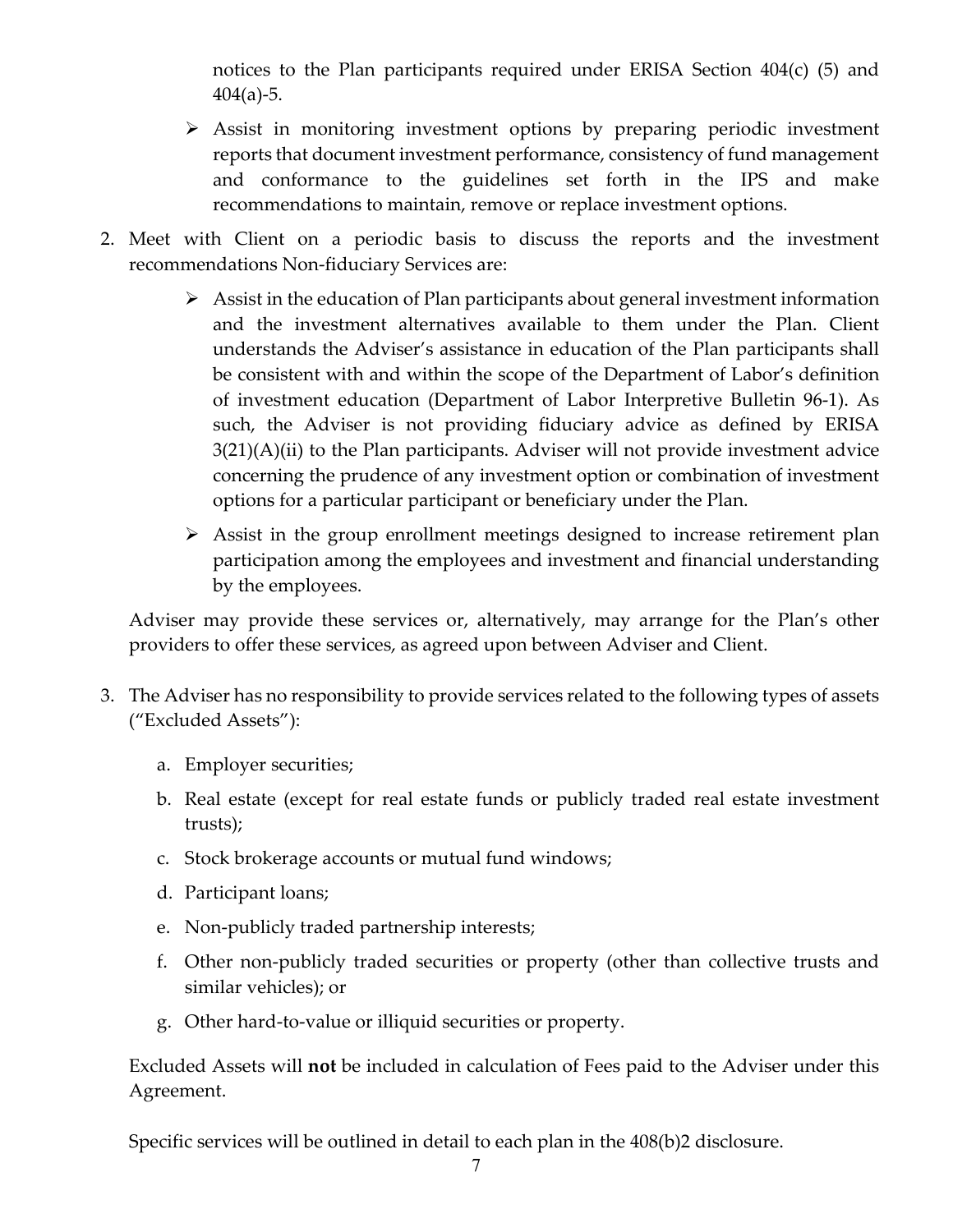notices to the Plan participants required under ERISA Section 404(c) (5) and 404(a)-5.

- Assist in monitoring investment options by preparing periodic investment reports that document investment performance, consistency of fund management and conformance to the guidelines set forth in the IPS and make recommendations to maintain, remove or replace investment options.

2. Meet with Client on a periodic basis to discuss the reports and the investment recommendations Non-fiduciary Services are:

   - Assist in the education of Plan participants about general investment information and the investment alternatives available to them under the Plan. Client understands the Adviser's assistance in education of the Plan participants shall be consistent with and within the scope of the Department of Labor's definition of investment education (Department of Labor Interpretive Bulletin 96-1). As such, the Adviser is not providing fiduciary advice as defined by ERISA 3(21)(A)(ii) to the Plan participants. Adviser will not provide investment advice concerning the prudence of any investment option or combination of investment options for a particular participant or beneficiary under the Plan.
   - Assist in the group enrollment meetings designed to increase retirement plan participation among the employees and investment and financial understanding by the employees.

   Adviser may provide these services or, alternatively, may arrange for the Plan's other providers to offer these services, as agreed upon between Adviser and Client.

3. The Adviser has no responsibility to provide services related to the following types of assets ("Excluded Assets"):

   a. Employer securities;

   b. Real estate (except for real estate funds or publicly traded real estate investment trusts);

   c. Stock brokerage accounts or mutual fund windows;

   d. Participant loans;

   e. Non-publicly traded partnership interests;

   f. Other non-publicly traded securities or property (other than collective trusts and similar vehicles); or

   g. Other hard-to-value or illiquid securities or property.

   Excluded Assets will **not** be included in calculation of Fees paid to the Adviser under this Agreement.

   Specific services will be outlined in detail to each plan in the 408(b)2 disclosure.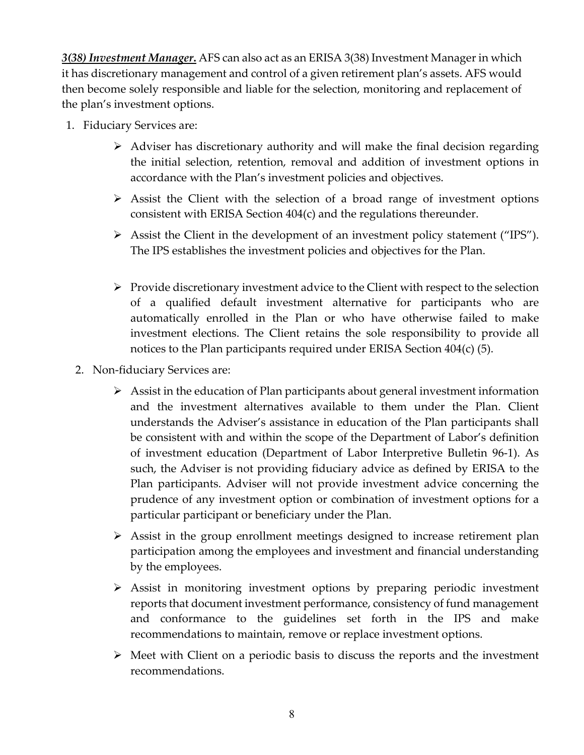***3(38) Investment Manager***. AFS can also act as an ERISA 3(38) Investment Manager in which it has discretionary management and control of a given retirement plan's assets. AFS would then become solely responsible and liable for the selection, monitoring and replacement of the plan's investment options.

1. Fiduciary Services are:
   - Adviser has discretionary authority and will make the final decision regarding the initial selection, retention, removal and addition of investment options in accordance with the Plan's investment policies and objectives.
   - Assist the Client with the selection of a broad range of investment options consistent with ERISA Section 404(c) and the regulations thereunder.
   - Assist the Client in the development of an investment policy statement ("IPS"). The IPS establishes the investment policies and objectives for the Plan.
   - Provide discretionary investment advice to the Client with respect to the selection of a qualified default investment alternative for participants who are automatically enrolled in the Plan or who have otherwise failed to make investment elections. The Client retains the sole responsibility to provide all notices to the Plan participants required under ERISA Section 404(c) (5).
2. Non-fiduciary Services are:
   - Assist in the education of Plan participants about general investment information and the investment alternatives available to them under the Plan. Client understands the Adviser's assistance in education of the Plan participants shall be consistent with and within the scope of the Department of Labor's definition of investment education (Department of Labor Interpretive Bulletin 96-1). As such, the Adviser is not providing fiduciary advice as defined by ERISA to the Plan participants. Adviser will not provide investment advice concerning the prudence of any investment option or combination of investment options for a particular participant or beneficiary under the Plan.
   - Assist in the group enrollment meetings designed to increase retirement plan participation among the employees and investment and financial understanding by the employees.
   - Assist in monitoring investment options by preparing periodic investment reports that document investment performance, consistency of fund management and conformance to the guidelines set forth in the IPS and make recommendations to maintain, remove or replace investment options.
   - Meet with Client on a periodic basis to discuss the reports and the investment recommendations.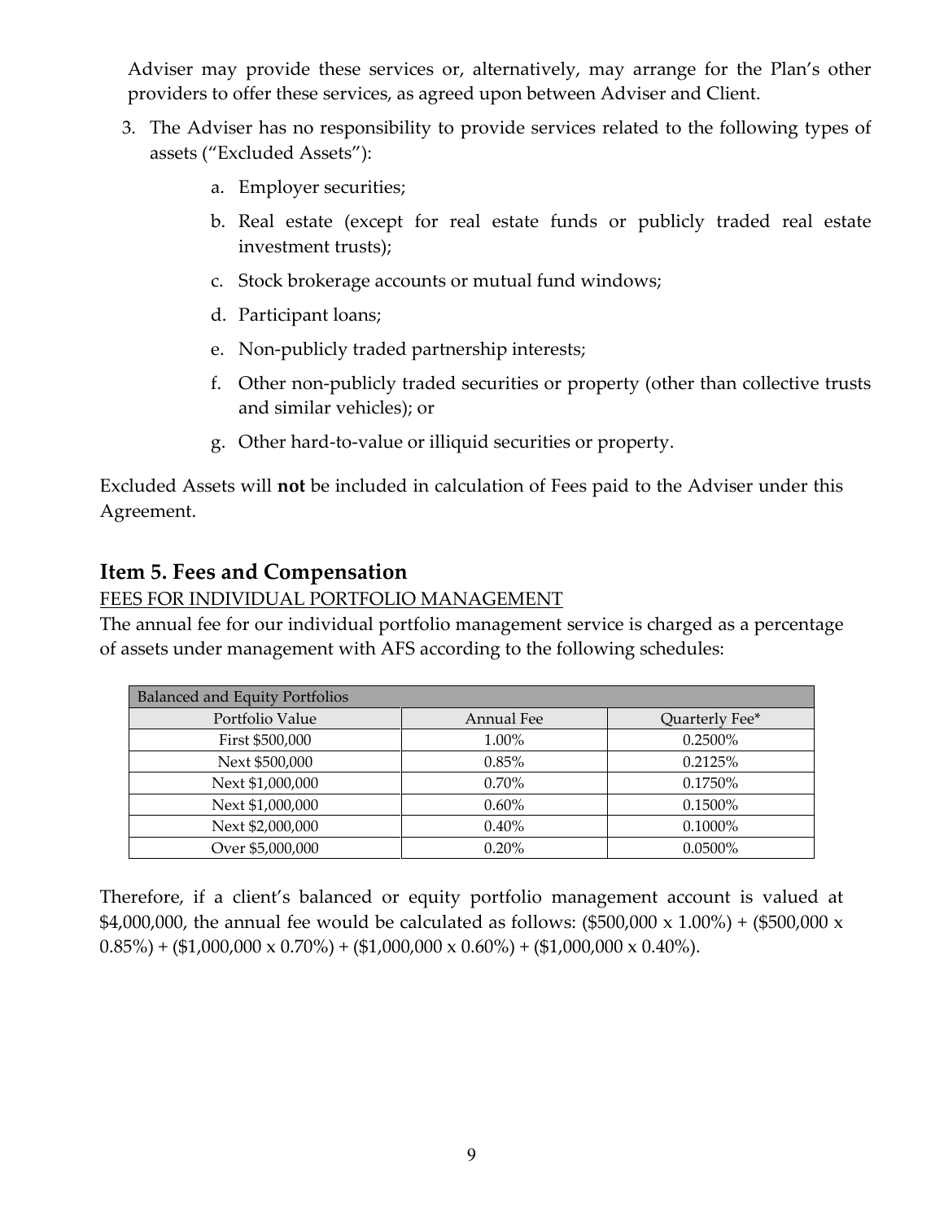Adviser may provide these services or, alternatively, may arrange for the Plan's other providers to offer these services, as agreed upon between Adviser and Client.

3. The Adviser has no responsibility to provide services related to the following types of assets ("Excluded Assets"):

    a. Employer securities;

    b. Real estate (except for real estate funds or publicly traded real estate investment trusts);

    c. Stock brokerage accounts or mutual fund windows;

    d. Participant loans;

    e. Non-publicly traded partnership interests;

    f. Other non-publicly traded securities or property (other than collective trusts and similar vehicles); or

    g. Other hard-to-value or illiquid securities or property.

Excluded Assets will **not** be included in calculation of Fees paid to the Adviser under this Agreement.

## Item 5. Fees and Compensation

FEES FOR INDIVIDUAL PORTFOLIO MANAGEMENT

The annual fee for our individual portfolio management service is charged as a percentage of assets under management with AFS according to the following schedules:

| Balanced and Equity Portfolios | | |
|---|---|---|
| Portfolio Value | Annual Fee | Quarterly Fee* |
| First $500,000 | 1.00% | 0.2500% |
| Next $500,000 | 0.85% | 0.2125% |
| Next $1,000,000 | 0.70% | 0.1750% |
| Next $1,000,000 | 0.60% | 0.1500% |
| Next $2,000,000 | 0.40% | 0.1000% |
| Over $5,000,000 | 0.20% | 0.0500% |

Therefore, if a client's balanced or equity portfolio management account is valued at $4,000,000, the annual fee would be calculated as follows: ($500,000 x 1.00%) + ($500,000 x 0.85%) + ($1,000,000 x 0.70%) + ($1,000,000 x 0.60%) + ($1,000,000 x 0.40%).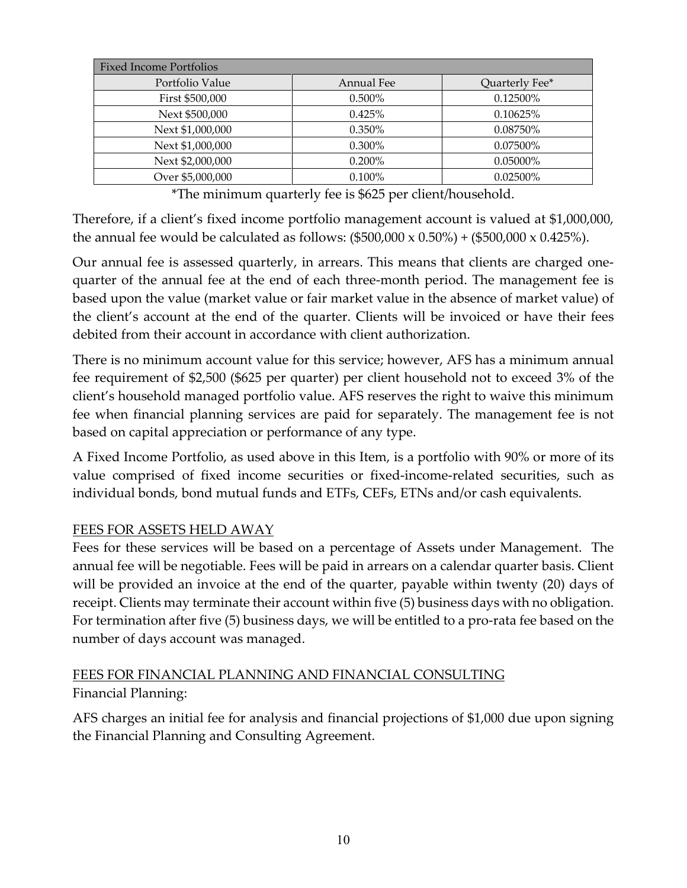| Fixed Income Portfolios | | |
|---|---|---|
| Portfolio Value | Annual Fee | Quarterly Fee* |
| First $500,000 | 0.500% | 0.12500% |
| Next $500,000 | 0.425% | 0.10625% |
| Next $1,000,000 | 0.350% | 0.08750% |
| Next $1,000,000 | 0.300% | 0.07500% |
| Next $2,000,000 | 0.200% | 0.05000% |
| Over $5,000,000 | 0.100% | 0.02500% |

*The minimum quarterly fee is $625 per client/household.

Therefore, if a client's fixed income portfolio management account is valued at $1,000,000, the annual fee would be calculated as follows: ($500,000 x 0.50%) + ($500,000 x 0.425%).

Our annual fee is assessed quarterly, in arrears. This means that clients are charged one-quarter of the annual fee at the end of each three-month period. The management fee is based upon the value (market value or fair market value in the absence of market value) of the client's account at the end of the quarter. Clients will be invoiced or have their fees debited from their account in accordance with client authorization.

There is no minimum account value for this service; however, AFS has a minimum annual fee requirement of $2,500 ($625 per quarter) per client household not to exceed 3% of the client's household managed portfolio value. AFS reserves the right to waive this minimum fee when financial planning services are paid for separately. The management fee is not based on capital appreciation or performance of any type.

A Fixed Income Portfolio, as used above in this Item, is a portfolio with 90% or more of its value comprised of fixed income securities or fixed-income-related securities, such as individual bonds, bond mutual funds and ETFs, CEFs, ETNs and/or cash equivalents.

## FEES FOR ASSETS HELD AWAY

Fees for these services will be based on a percentage of Assets under Management. The annual fee will be negotiable. Fees will be paid in arrears on a calendar quarter basis. Client will be provided an invoice at the end of the quarter, payable within twenty (20) days of receipt. Clients may terminate their account within five (5) business days with no obligation. For termination after five (5) business days, we will be entitled to a pro-rata fee based on the number of days account was managed.

## FEES FOR FINANCIAL PLANNING AND FINANCIAL CONSULTING

Financial Planning:

AFS charges an initial fee for analysis and financial projections of $1,000 due upon signing the Financial Planning and Consulting Agreement.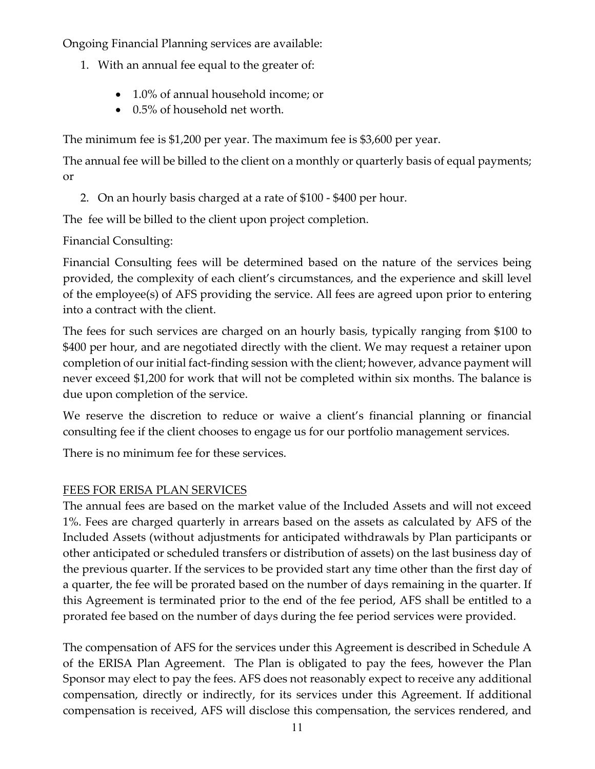Ongoing Financial Planning services are available:

1. With an annual fee equal to the greater of:

   - 1.0% of annual household income; or
   - 0.5% of household net worth.

The minimum fee is $1,200 per year. The maximum fee is $3,600 per year.

The annual fee will be billed to the client on a monthly or quarterly basis of equal payments; or

2. On an hourly basis charged at a rate of $100 - $400 per hour.

The fee will be billed to the client upon project completion.

Financial Consulting:

Financial Consulting fees will be determined based on the nature of the services being provided, the complexity of each client's circumstances, and the experience and skill level of the employee(s) of AFS providing the service. All fees are agreed upon prior to entering into a contract with the client.

The fees for such services are charged on an hourly basis, typically ranging from $100 to $400 per hour, and are negotiated directly with the client. We may request a retainer upon completion of our initial fact-finding session with the client; however, advance payment will never exceed $1,200 for work that will not be completed within six months. The balance is due upon completion of the service.

We reserve the discretion to reduce or waive a client's financial planning or financial consulting fee if the client chooses to engage us for our portfolio management services.

There is no minimum fee for these services.

## FEES FOR ERISA PLAN SERVICES

The annual fees are based on the market value of the Included Assets and will not exceed 1%. Fees are charged quarterly in arrears based on the assets as calculated by AFS of the Included Assets (without adjustments for anticipated withdrawals by Plan participants or other anticipated or scheduled transfers or distribution of assets) on the last business day of the previous quarter. If the services to be provided start any time other than the first day of a quarter, the fee will be prorated based on the number of days remaining in the quarter. If this Agreement is terminated prior to the end of the fee period, AFS shall be entitled to a prorated fee based on the number of days during the fee period services were provided.

The compensation of AFS for the services under this Agreement is described in Schedule A of the ERISA Plan Agreement. The Plan is obligated to pay the fees, however the Plan Sponsor may elect to pay the fees. AFS does not reasonably expect to receive any additional compensation, directly or indirectly, for its services under this Agreement. If additional compensation is received, AFS will disclose this compensation, the services rendered, and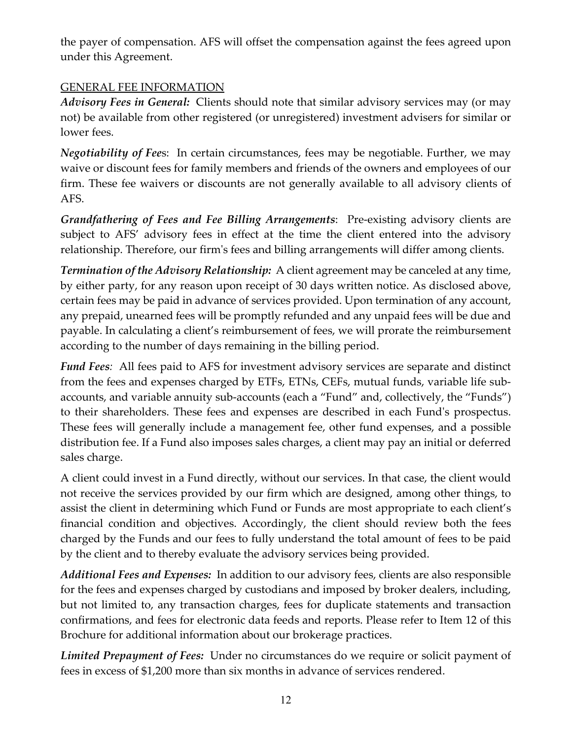the payer of compensation. AFS will offset the compensation against the fees agreed upon under this Agreement.

GENERAL FEE INFORMATION

***Advisory Fees in General:*** Clients should note that similar advisory services may (or may not) be available from other registered (or unregistered) investment advisers for similar or lower fees.

***Negotiability of Fees***: In certain circumstances, fees may be negotiable. Further, we may waive or discount fees for family members and friends of the owners and employees of our firm. These fee waivers or discounts are not generally available to all advisory clients of AFS.

***Grandfathering of Fees and Fee Billing Arrangements***: Pre-existing advisory clients are subject to AFS' advisory fees in effect at the time the client entered into the advisory relationship. Therefore, our firm's fees and billing arrangements will differ among clients.

***Termination of the Advisory Relationship:*** A client agreement may be canceled at any time, by either party, for any reason upon receipt of 30 days written notice. As disclosed above, certain fees may be paid in advance of services provided. Upon termination of any account, any prepaid, unearned fees will be promptly refunded and any unpaid fees will be due and payable. In calculating a client's reimbursement of fees, we will prorate the reimbursement according to the number of days remaining in the billing period.

***Fund Fees***: All fees paid to AFS for investment advisory services are separate and distinct from the fees and expenses charged by ETFs, ETNs, CEFs, mutual funds, variable life sub-accounts, and variable annuity sub-accounts (each a "Fund" and, collectively, the "Funds") to their shareholders. These fees and expenses are described in each Fund's prospectus. These fees will generally include a management fee, other fund expenses, and a possible distribution fee. If a Fund also imposes sales charges, a client may pay an initial or deferred sales charge.

A client could invest in a Fund directly, without our services. In that case, the client would not receive the services provided by our firm which are designed, among other things, to assist the client in determining which Fund or Funds are most appropriate to each client's financial condition and objectives. Accordingly, the client should review both the fees charged by the Funds and our fees to fully understand the total amount of fees to be paid by the client and to thereby evaluate the advisory services being provided.

***Additional Fees and Expenses:*** In addition to our advisory fees, clients are also responsible for the fees and expenses charged by custodians and imposed by broker dealers, including, but not limited to, any transaction charges, fees for duplicate statements and transaction confirmations, and fees for electronic data feeds and reports. Please refer to Item 12 of this Brochure for additional information about our brokerage practices.

***Limited Prepayment of Fees:*** Under no circumstances do we require or solicit payment of fees in excess of $1,200 more than six months in advance of services rendered.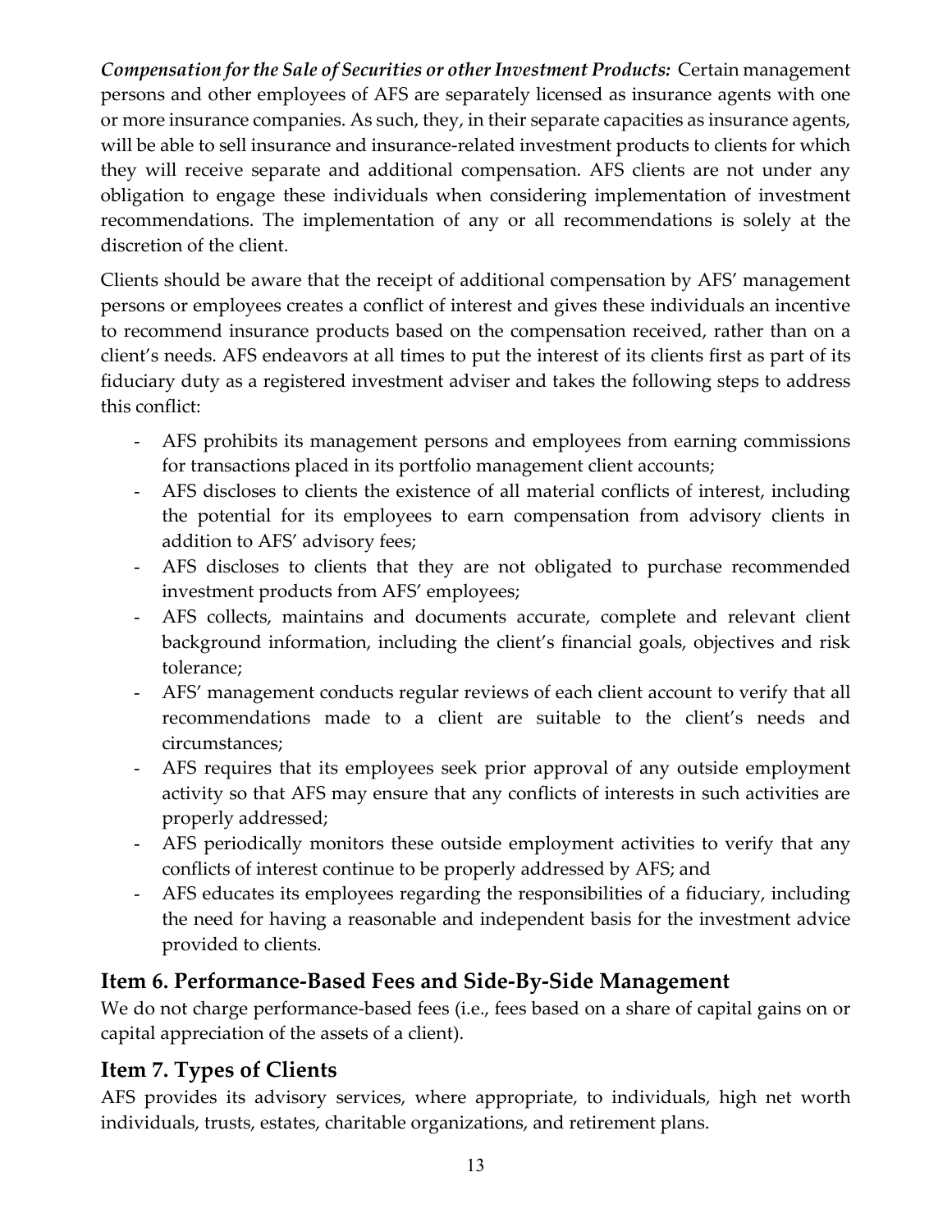***Compensation for the Sale of Securities or other Investment Products:*** Certain management persons and other employees of AFS are separately licensed as insurance agents with one or more insurance companies. As such, they, in their separate capacities as insurance agents, will be able to sell insurance and insurance-related investment products to clients for which they will receive separate and additional compensation. AFS clients are not under any obligation to engage these individuals when considering implementation of investment recommendations. The implementation of any or all recommendations is solely at the discretion of the client.

Clients should be aware that the receipt of additional compensation by AFS' management persons or employees creates a conflict of interest and gives these individuals an incentive to recommend insurance products based on the compensation received, rather than on a client's needs. AFS endeavors at all times to put the interest of its clients first as part of its fiduciary duty as a registered investment adviser and takes the following steps to address this conflict:

- AFS prohibits its management persons and employees from earning commissions for transactions placed in its portfolio management client accounts;
- AFS discloses to clients the existence of all material conflicts of interest, including the potential for its employees to earn compensation from advisory clients in addition to AFS' advisory fees;
- AFS discloses to clients that they are not obligated to purchase recommended investment products from AFS' employees;
- AFS collects, maintains and documents accurate, complete and relevant client background information, including the client's financial goals, objectives and risk tolerance;
- AFS' management conducts regular reviews of each client account to verify that all recommendations made to a client are suitable to the client's needs and circumstances;
- AFS requires that its employees seek prior approval of any outside employment activity so that AFS may ensure that any conflicts of interests in such activities are properly addressed;
- AFS periodically monitors these outside employment activities to verify that any conflicts of interest continue to be properly addressed by AFS; and
- AFS educates its employees regarding the responsibilities of a fiduciary, including the need for having a reasonable and independent basis for the investment advice provided to clients.

## Item 6. Performance-Based Fees and Side-By-Side Management

We do not charge performance-based fees (i.e., fees based on a share of capital gains on or capital appreciation of the assets of a client).

## Item 7. Types of Clients

AFS provides its advisory services, where appropriate, to individuals, high net worth individuals, trusts, estates, charitable organizations, and retirement plans.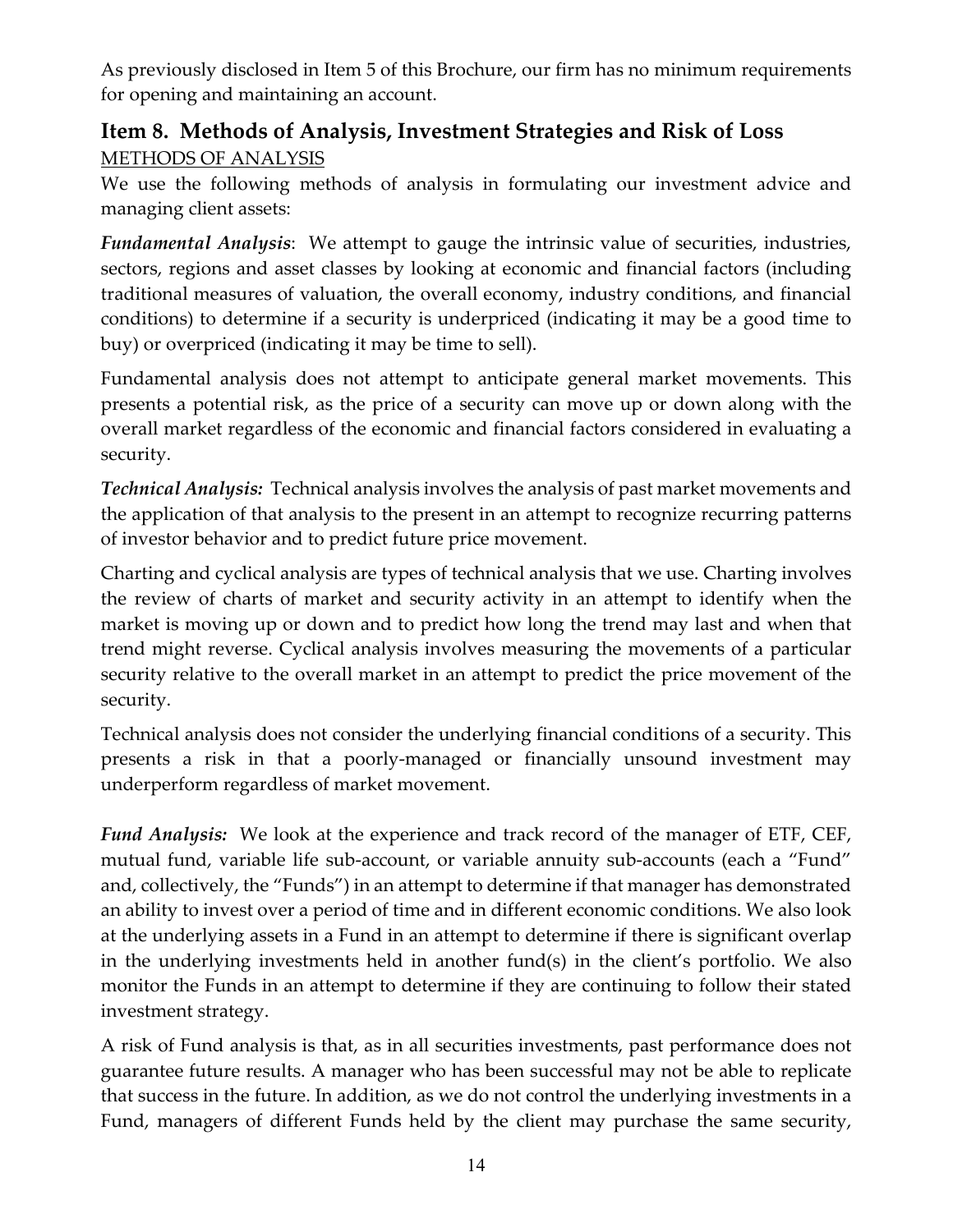As previously disclosed in Item 5 of this Brochure, our firm has no minimum requirements for opening and maintaining an account.

## Item 8. Methods of Analysis, Investment Strategies and Risk of Loss

METHODS OF ANALYSIS

We use the following methods of analysis in formulating our investment advice and managing client assets:

***Fundamental Analysis***: We attempt to gauge the intrinsic value of securities, industries, sectors, regions and asset classes by looking at economic and financial factors (including traditional measures of valuation, the overall economy, industry conditions, and financial conditions) to determine if a security is underpriced (indicating it may be a good time to buy) or overpriced (indicating it may be time to sell).

Fundamental analysis does not attempt to anticipate general market movements. This presents a potential risk, as the price of a security can move up or down along with the overall market regardless of the economic and financial factors considered in evaluating a security.

***Technical Analysis:*** Technical analysis involves the analysis of past market movements and the application of that analysis to the present in an attempt to recognize recurring patterns of investor behavior and to predict future price movement.

Charting and cyclical analysis are types of technical analysis that we use. Charting involves the review of charts of market and security activity in an attempt to identify when the market is moving up or down and to predict how long the trend may last and when that trend might reverse. Cyclical analysis involves measuring the movements of a particular security relative to the overall market in an attempt to predict the price movement of the security.

Technical analysis does not consider the underlying financial conditions of a security. This presents a risk in that a poorly-managed or financially unsound investment may underperform regardless of market movement.

***Fund Analysis:*** We look at the experience and track record of the manager of ETF, CEF, mutual fund, variable life sub-account, or variable annuity sub-accounts (each a "Fund" and, collectively, the "Funds") in an attempt to determine if that manager has demonstrated an ability to invest over a period of time and in different economic conditions. We also look at the underlying assets in a Fund in an attempt to determine if there is significant overlap in the underlying investments held in another fund(s) in the client's portfolio. We also monitor the Funds in an attempt to determine if they are continuing to follow their stated investment strategy.

A risk of Fund analysis is that, as in all securities investments, past performance does not guarantee future results. A manager who has been successful may not be able to replicate that success in the future. In addition, as we do not control the underlying investments in a Fund, managers of different Funds held by the client may purchase the same security,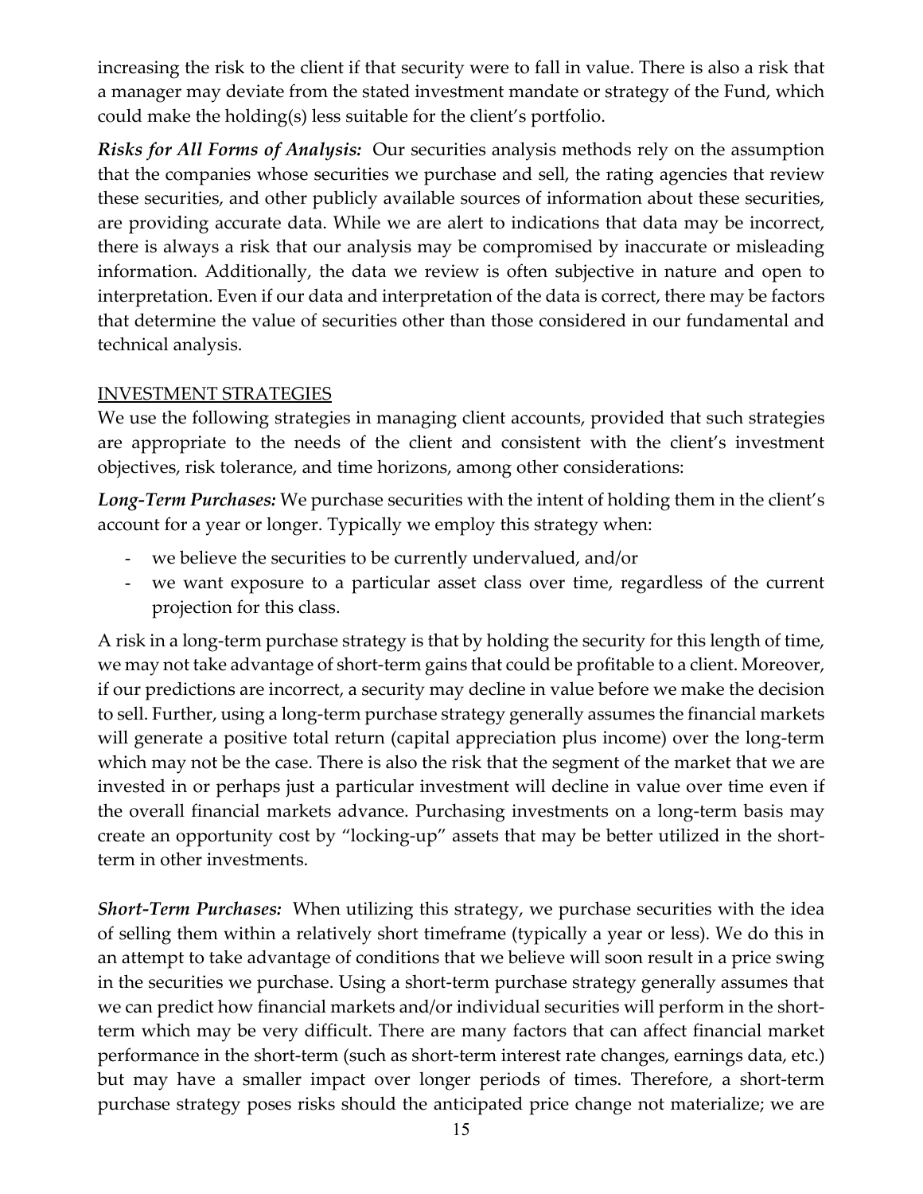increasing the risk to the client if that security were to fall in value. There is also a risk that a manager may deviate from the stated investment mandate or strategy of the Fund, which could make the holding(s) less suitable for the client's portfolio.

***Risks for All Forms of Analysis:*** Our securities analysis methods rely on the assumption that the companies whose securities we purchase and sell, the rating agencies that review these securities, and other publicly available sources of information about these securities, are providing accurate data. While we are alert to indications that data may be incorrect, there is always a risk that our analysis may be compromised by inaccurate or misleading information. Additionally, the data we review is often subjective in nature and open to interpretation. Even if our data and interpretation of the data is correct, there may be factors that determine the value of securities other than those considered in our fundamental and technical analysis.

## INVESTMENT STRATEGIES

We use the following strategies in managing client accounts, provided that such strategies are appropriate to the needs of the client and consistent with the client's investment objectives, risk tolerance, and time horizons, among other considerations:

***Long-Term Purchases:*** We purchase securities with the intent of holding them in the client's account for a year or longer. Typically we employ this strategy when:

- we believe the securities to be currently undervalued, and/or
- we want exposure to a particular asset class over time, regardless of the current projection for this class.

A risk in a long-term purchase strategy is that by holding the security for this length of time, we may not take advantage of short-term gains that could be profitable to a client. Moreover, if our predictions are incorrect, a security may decline in value before we make the decision to sell. Further, using a long-term purchase strategy generally assumes the financial markets will generate a positive total return (capital appreciation plus income) over the long-term which may not be the case. There is also the risk that the segment of the market that we are invested in or perhaps just a particular investment will decline in value over time even if the overall financial markets advance. Purchasing investments on a long-term basis may create an opportunity cost by "locking-up" assets that may be better utilized in the short-term in other investments.

***Short-Term Purchases:*** When utilizing this strategy, we purchase securities with the idea of selling them within a relatively short timeframe (typically a year or less). We do this in an attempt to take advantage of conditions that we believe will soon result in a price swing in the securities we purchase. Using a short-term purchase strategy generally assumes that we can predict how financial markets and/or individual securities will perform in the short-term which may be very difficult. There are many factors that can affect financial market performance in the short-term (such as short-term interest rate changes, earnings data, etc.) but may have a smaller impact over longer periods of times. Therefore, a short-term purchase strategy poses risks should the anticipated price change not materialize; we are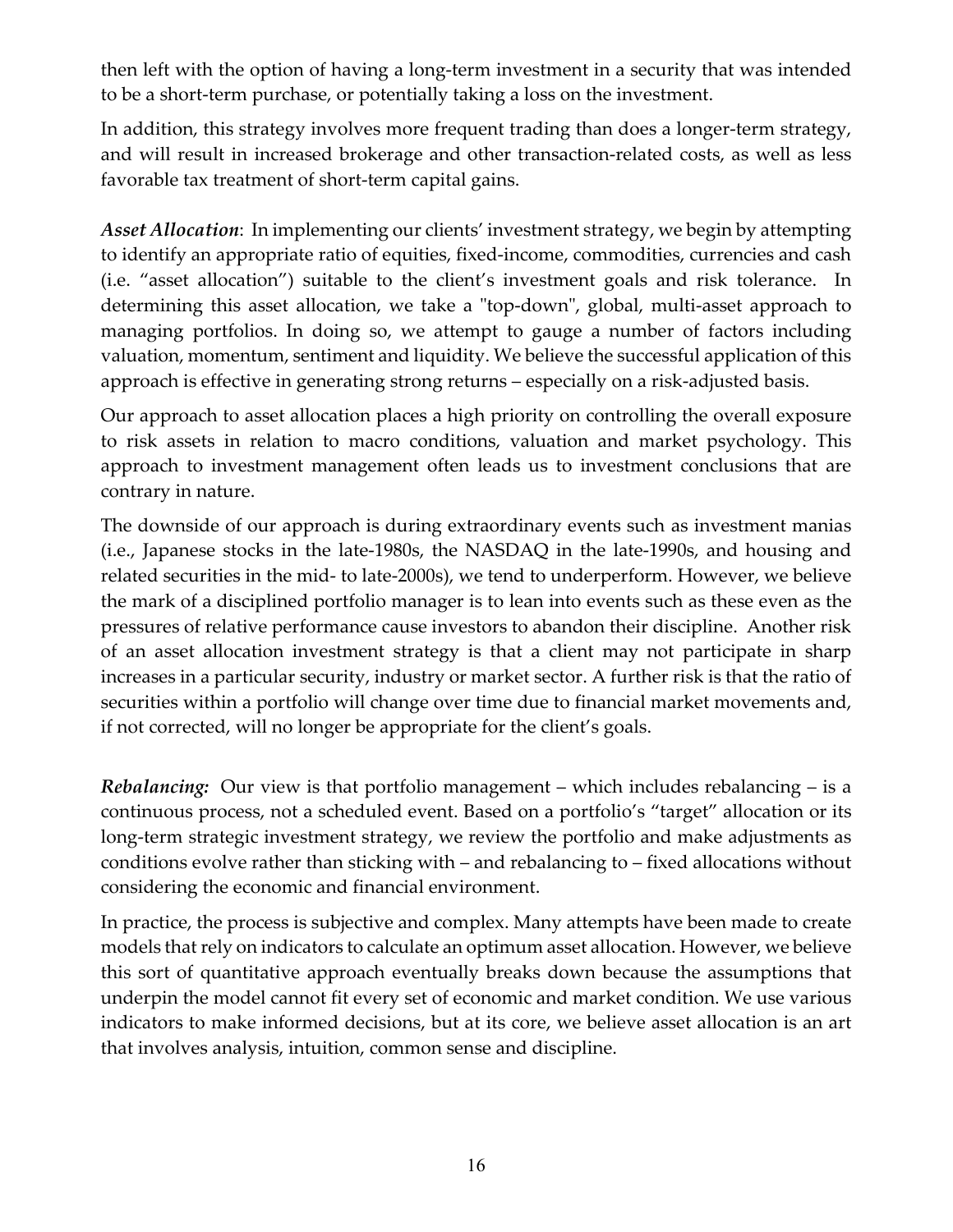then left with the option of having a long-term investment in a security that was intended to be a short-term purchase, or potentially taking a loss on the investment.

In addition, this strategy involves more frequent trading than does a longer-term strategy, and will result in increased brokerage and other transaction-related costs, as well as less favorable tax treatment of short-term capital gains.

***Asset Allocation***: In implementing our clients' investment strategy, we begin by attempting to identify an appropriate ratio of equities, fixed-income, commodities, currencies and cash (i.e. "asset allocation") suitable to the client's investment goals and risk tolerance. In determining this asset allocation, we take a "top-down", global, multi-asset approach to managing portfolios. In doing so, we attempt to gauge a number of factors including valuation, momentum, sentiment and liquidity. We believe the successful application of this approach is effective in generating strong returns – especially on a risk-adjusted basis.

Our approach to asset allocation places a high priority on controlling the overall exposure to risk assets in relation to macro conditions, valuation and market psychology. This approach to investment management often leads us to investment conclusions that are contrary in nature.

The downside of our approach is during extraordinary events such as investment manias (i.e., Japanese stocks in the late-1980s, the NASDAQ in the late-1990s, and housing and related securities in the mid- to late-2000s), we tend to underperform. However, we believe the mark of a disciplined portfolio manager is to lean into events such as these even as the pressures of relative performance cause investors to abandon their discipline. Another risk of an asset allocation investment strategy is that a client may not participate in sharp increases in a particular security, industry or market sector. A further risk is that the ratio of securities within a portfolio will change over time due to financial market movements and, if not corrected, will no longer be appropriate for the client's goals.

***Rebalancing:*** Our view is that portfolio management – which includes rebalancing – is a continuous process, not a scheduled event. Based on a portfolio's "target" allocation or its long-term strategic investment strategy, we review the portfolio and make adjustments as conditions evolve rather than sticking with – and rebalancing to – fixed allocations without considering the economic and financial environment.

In practice, the process is subjective and complex. Many attempts have been made to create models that rely on indicators to calculate an optimum asset allocation. However, we believe this sort of quantitative approach eventually breaks down because the assumptions that underpin the model cannot fit every set of economic and market condition. We use various indicators to make informed decisions, but at its core, we believe asset allocation is an art that involves analysis, intuition, common sense and discipline.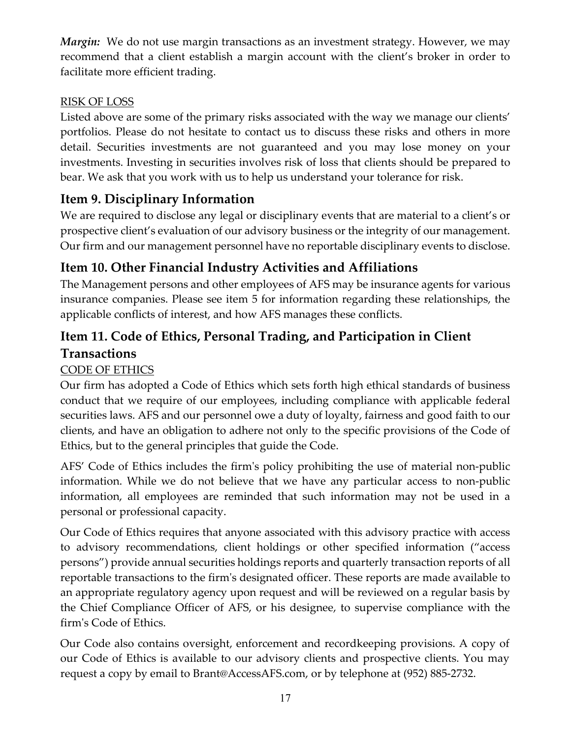***Margin:*** We do not use margin transactions as an investment strategy. However, we may recommend that a client establish a margin account with the client's broker in order to facilitate more efficient trading.

RISK OF LOSS

Listed above are some of the primary risks associated with the way we manage our clients' portfolios. Please do not hesitate to contact us to discuss these risks and others in more detail. Securities investments are not guaranteed and you may lose money on your investments. Investing in securities involves risk of loss that clients should be prepared to bear. We ask that you work with us to help us understand your tolerance for risk.

## Item 9. Disciplinary Information

We are required to disclose any legal or disciplinary events that are material to a client's or prospective client's evaluation of our advisory business or the integrity of our management. Our firm and our management personnel have no reportable disciplinary events to disclose.

## Item 10. Other Financial Industry Activities and Affiliations

The Management persons and other employees of AFS may be insurance agents for various insurance companies. Please see item 5 for information regarding these relationships, the applicable conflicts of interest, and how AFS manages these conflicts.

## Item 11. Code of Ethics, Personal Trading, and Participation in Client Transactions

CODE OF ETHICS

Our firm has adopted a Code of Ethics which sets forth high ethical standards of business conduct that we require of our employees, including compliance with applicable federal securities laws. AFS and our personnel owe a duty of loyalty, fairness and good faith to our clients, and have an obligation to adhere not only to the specific provisions of the Code of Ethics, but to the general principles that guide the Code.

AFS' Code of Ethics includes the firm's policy prohibiting the use of material non-public information. While we do not believe that we have any particular access to non-public information, all employees are reminded that such information may not be used in a personal or professional capacity.

Our Code of Ethics requires that anyone associated with this advisory practice with access to advisory recommendations, client holdings or other specified information ("access persons") provide annual securities holdings reports and quarterly transaction reports of all reportable transactions to the firm's designated officer. These reports are made available to an appropriate regulatory agency upon request and will be reviewed on a regular basis by the Chief Compliance Officer of AFS, or his designee, to supervise compliance with the firm's Code of Ethics.

Our Code also contains oversight, enforcement and recordkeeping provisions. A copy of our Code of Ethics is available to our advisory clients and prospective clients. You may request a copy by email to Brant@AccessAFS.com, or by telephone at (952) 885-2732.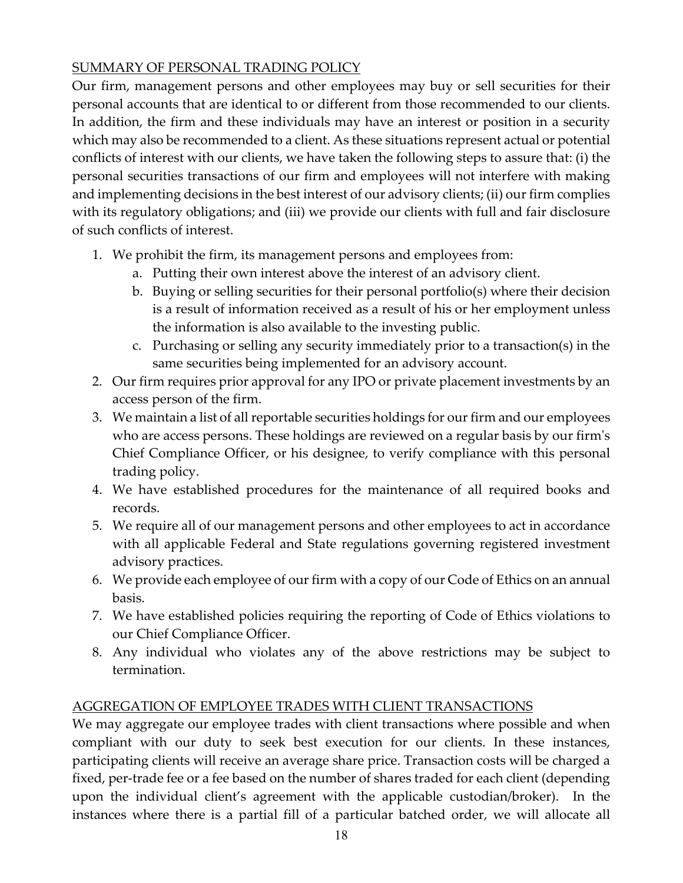## SUMMARY OF PERSONAL TRADING POLICY

Our firm, management persons and other employees may buy or sell securities for their personal accounts that are identical to or different from those recommended to our clients. In addition, the firm and these individuals may have an interest or position in a security which may also be recommended to a client. As these situations represent actual or potential conflicts of interest with our clients, we have taken the following steps to assure that: (i) the personal securities transactions of our firm and employees will not interfere with making and implementing decisions in the best interest of our advisory clients; (ii) our firm complies with its regulatory obligations; and (iii) we provide our clients with full and fair disclosure of such conflicts of interest.

1. We prohibit the firm, its management persons and employees from:
   a. Putting their own interest above the interest of an advisory client.
   b. Buying or selling securities for their personal portfolio(s) where their decision is a result of information received as a result of his or her employment unless the information is also available to the investing public.
   c. Purchasing or selling any security immediately prior to a transaction(s) in the same securities being implemented for an advisory account.
2. Our firm requires prior approval for any IPO or private placement investments by an access person of the firm.
3. We maintain a list of all reportable securities holdings for our firm and our employees who are access persons. These holdings are reviewed on a regular basis by our firm's Chief Compliance Officer, or his designee, to verify compliance with this personal trading policy.
4. We have established procedures for the maintenance of all required books and records.
5. We require all of our management persons and other employees to act in accordance with all applicable Federal and State regulations governing registered investment advisory practices.
6. We provide each employee of our firm with a copy of our Code of Ethics on an annual basis.
7. We have established policies requiring the reporting of Code of Ethics violations to our Chief Compliance Officer.
8. Any individual who violates any of the above restrictions may be subject to termination.

## AGGREGATION OF EMPLOYEE TRADES WITH CLIENT TRANSACTIONS

We may aggregate our employee trades with client transactions where possible and when compliant with our duty to seek best execution for our clients. In these instances, participating clients will receive an average share price. Transaction costs will be charged a fixed, per-trade fee or a fee based on the number of shares traded for each client (depending upon the individual client's agreement with the applicable custodian/broker). In the instances where there is a partial fill of a particular batched order, we will allocate all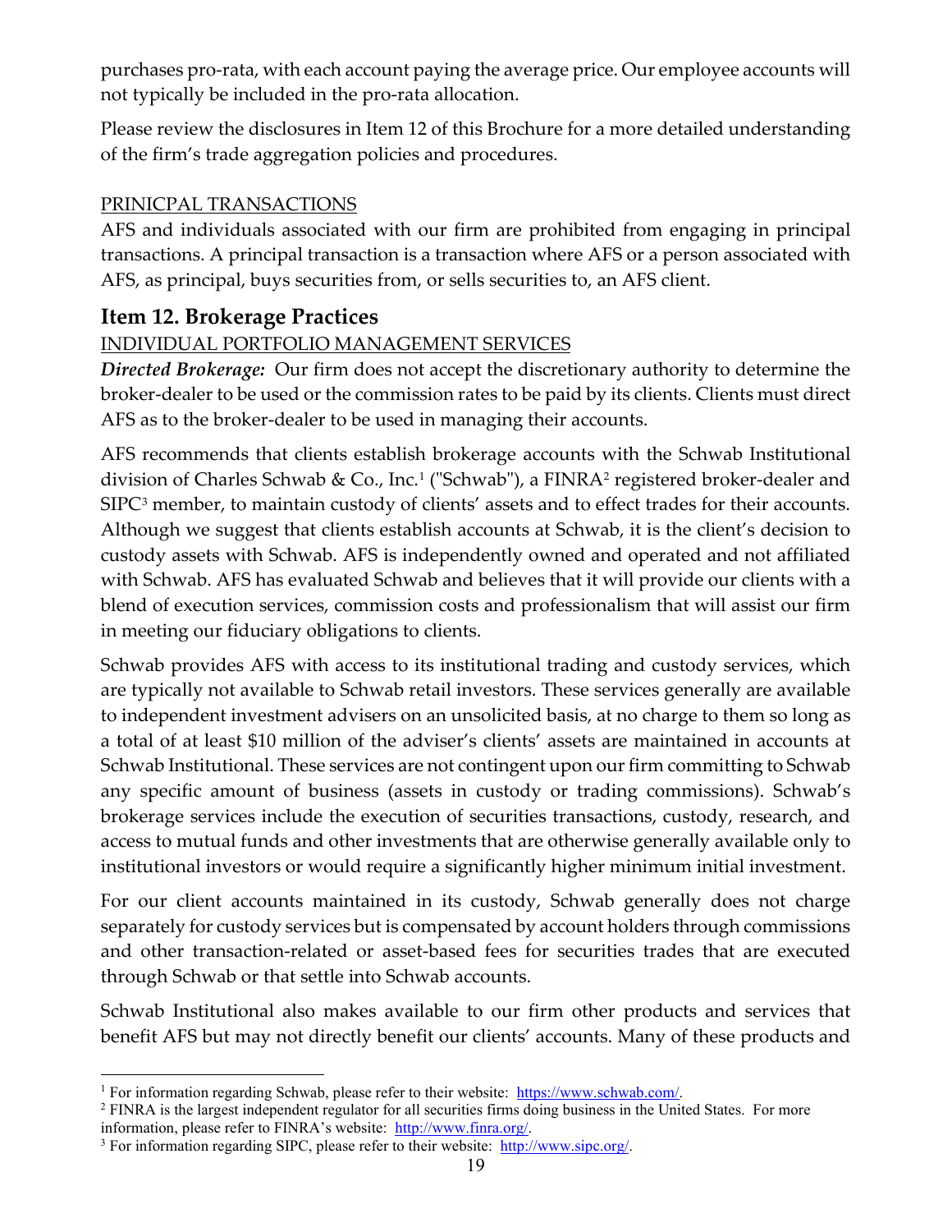purchases pro-rata, with each account paying the average price. Our employee accounts will not typically be included in the pro-rata allocation.

Please review the disclosures in Item 12 of this Brochure for a more detailed understanding of the firm's trade aggregation policies and procedures.

PRINICPAL TRANSACTIONS

AFS and individuals associated with our firm are prohibited from engaging in principal transactions. A principal transaction is a transaction where AFS or a person associated with AFS, as principal, buys securities from, or sells securities to, an AFS client.

## Item 12. Brokerage Practices

INDIVIDUAL PORTFOLIO MANAGEMENT SERVICES

***Directed Brokerage:*** Our firm does not accept the discretionary authority to determine the broker-dealer to be used or the commission rates to be paid by its clients. Clients must direct AFS as to the broker-dealer to be used in managing their accounts.

AFS recommends that clients establish brokerage accounts with the Schwab Institutional division of Charles Schwab & Co., Inc.[1] ("Schwab"), a FINRA[2] registered broker-dealer and SIPC[3] member, to maintain custody of clients' assets and to effect trades for their accounts. Although we suggest that clients establish accounts at Schwab, it is the client's decision to custody assets with Schwab. AFS is independently owned and operated and not affiliated with Schwab. AFS has evaluated Schwab and believes that it will provide our clients with a blend of execution services, commission costs and professionalism that will assist our firm in meeting our fiduciary obligations to clients.

Schwab provides AFS with access to its institutional trading and custody services, which are typically not available to Schwab retail investors. These services generally are available to independent investment advisers on an unsolicited basis, at no charge to them so long as a total of at least $10 million of the adviser's clients' assets are maintained in accounts at Schwab Institutional. These services are not contingent upon our firm committing to Schwab any specific amount of business (assets in custody or trading commissions). Schwab's brokerage services include the execution of securities transactions, custody, research, and access to mutual funds and other investments that are otherwise generally available only to institutional investors or would require a significantly higher minimum initial investment.

For our client accounts maintained in its custody, Schwab generally does not charge separately for custody services but is compensated by account holders through commissions and other transaction-related or asset-based fees for securities trades that are executed through Schwab or that settle into Schwab accounts.

Schwab Institutional also makes available to our firm other products and services that benefit AFS but may not directly benefit our clients' accounts. Many of these products and

---

[1] For information regarding Schwab, please refer to their website: https://www.schwab.com/.

[2] FINRA is the largest independent regulator for all securities firms doing business in the United States. For more information, please refer to FINRA's website: http://www.finra.org/.

[3] For information regarding SIPC, please refer to their website: http://www.sipc.org/.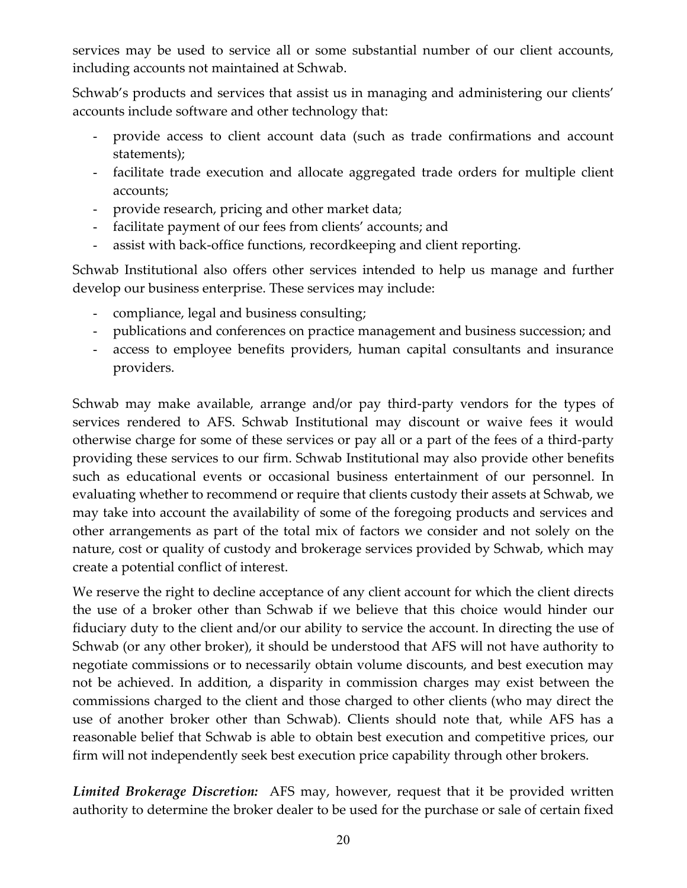services may be used to service all or some substantial number of our client accounts, including accounts not maintained at Schwab.

Schwab's products and services that assist us in managing and administering our clients' accounts include software and other technology that:

- provide access to client account data (such as trade confirmations and account statements);
- facilitate trade execution and allocate aggregated trade orders for multiple client accounts;
- provide research, pricing and other market data;
- facilitate payment of our fees from clients' accounts; and
- assist with back-office functions, recordkeeping and client reporting.

Schwab Institutional also offers other services intended to help us manage and further develop our business enterprise. These services may include:

- compliance, legal and business consulting;
- publications and conferences on practice management and business succession; and
- access to employee benefits providers, human capital consultants and insurance providers.

Schwab may make available, arrange and/or pay third-party vendors for the types of services rendered to AFS. Schwab Institutional may discount or waive fees it would otherwise charge for some of these services or pay all or a part of the fees of a third-party providing these services to our firm. Schwab Institutional may also provide other benefits such as educational events or occasional business entertainment of our personnel. In evaluating whether to recommend or require that clients custody their assets at Schwab, we may take into account the availability of some of the foregoing products and services and other arrangements as part of the total mix of factors we consider and not solely on the nature, cost or quality of custody and brokerage services provided by Schwab, which may create a potential conflict of interest.

We reserve the right to decline acceptance of any client account for which the client directs the use of a broker other than Schwab if we believe that this choice would hinder our fiduciary duty to the client and/or our ability to service the account. In directing the use of Schwab (or any other broker), it should be understood that AFS will not have authority to negotiate commissions or to necessarily obtain volume discounts, and best execution may not be achieved. In addition, a disparity in commission charges may exist between the commissions charged to the client and those charged to other clients (who may direct the use of another broker other than Schwab). Clients should note that, while AFS has a reasonable belief that Schwab is able to obtain best execution and competitive prices, our firm will not independently seek best execution price capability through other brokers.

***Limited Brokerage Discretion:*** AFS may, however, request that it be provided written authority to determine the broker dealer to be used for the purchase or sale of certain fixed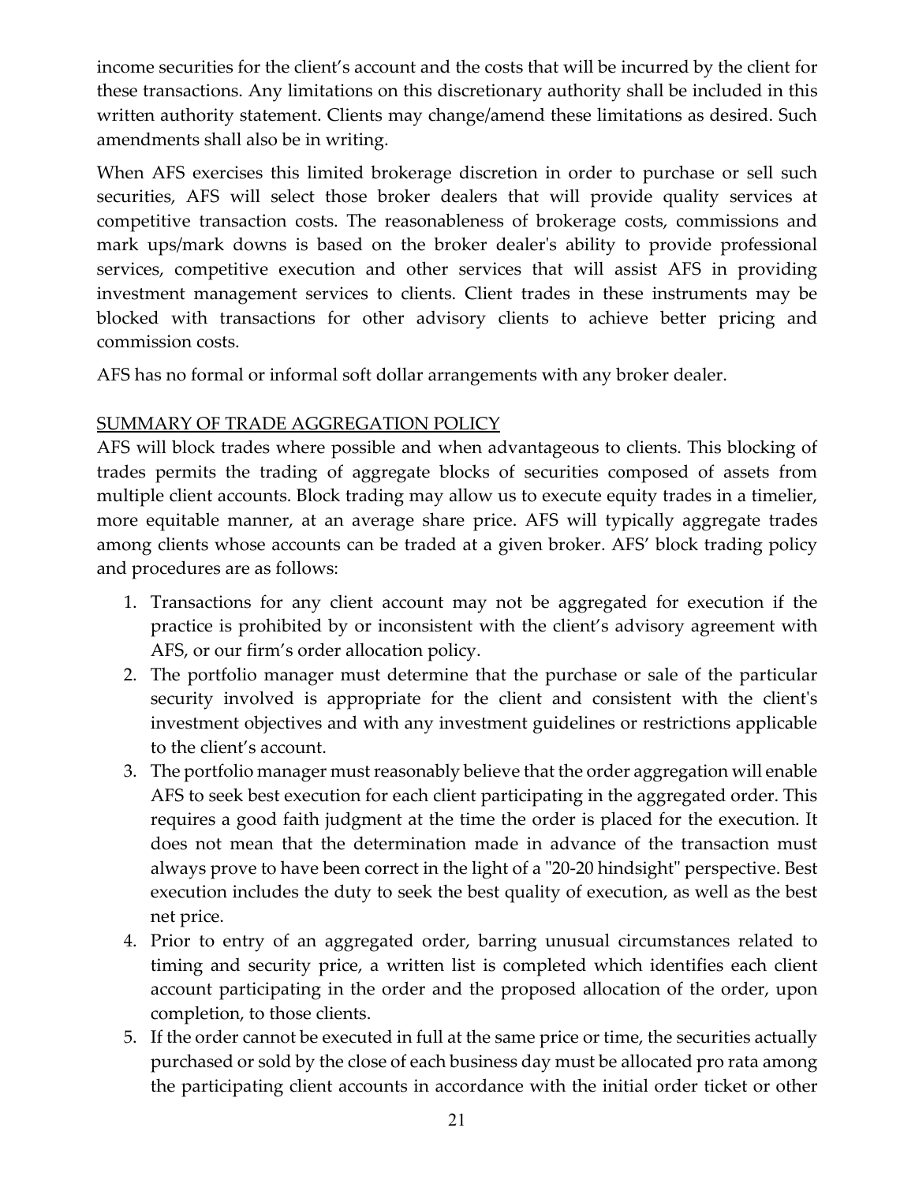income securities for the client's account and the costs that will be incurred by the client for these transactions. Any limitations on this discretionary authority shall be included in this written authority statement. Clients may change/amend these limitations as desired. Such amendments shall also be in writing.

When AFS exercises this limited brokerage discretion in order to purchase or sell such securities, AFS will select those broker dealers that will provide quality services at competitive transaction costs. The reasonableness of brokerage costs, commissions and mark ups/mark downs is based on the broker dealer's ability to provide professional services, competitive execution and other services that will assist AFS in providing investment management services to clients. Client trades in these instruments may be blocked with transactions for other advisory clients to achieve better pricing and commission costs.

AFS has no formal or informal soft dollar arrangements with any broker dealer.

SUMMARY OF TRADE AGGREGATION POLICY

AFS will block trades where possible and when advantageous to clients. This blocking of trades permits the trading of aggregate blocks of securities composed of assets from multiple client accounts. Block trading may allow us to execute equity trades in a timelier, more equitable manner, at an average share price. AFS will typically aggregate trades among clients whose accounts can be traded at a given broker. AFS' block trading policy and procedures are as follows:

1. Transactions for any client account may not be aggregated for execution if the practice is prohibited by or inconsistent with the client's advisory agreement with AFS, or our firm's order allocation policy.
2. The portfolio manager must determine that the purchase or sale of the particular security involved is appropriate for the client and consistent with the client's investment objectives and with any investment guidelines or restrictions applicable to the client's account.
3. The portfolio manager must reasonably believe that the order aggregation will enable AFS to seek best execution for each client participating in the aggregated order. This requires a good faith judgment at the time the order is placed for the execution. It does not mean that the determination made in advance of the transaction must always prove to have been correct in the light of a "20-20 hindsight" perspective. Best execution includes the duty to seek the best quality of execution, as well as the best net price.
4. Prior to entry of an aggregated order, barring unusual circumstances related to timing and security price, a written list is completed which identifies each client account participating in the order and the proposed allocation of the order, upon completion, to those clients.
5. If the order cannot be executed in full at the same price or time, the securities actually purchased or sold by the close of each business day must be allocated pro rata among the participating client accounts in accordance with the initial order ticket or other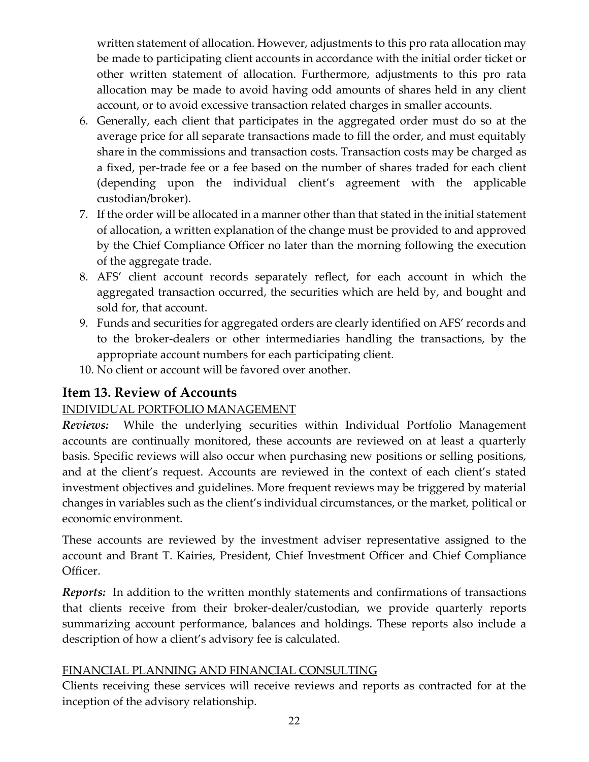written statement of allocation. However, adjustments to this pro rata allocation may be made to participating client accounts in accordance with the initial order ticket or other written statement of allocation. Furthermore, adjustments to this pro rata allocation may be made to avoid having odd amounts of shares held in any client account, or to avoid excessive transaction related charges in smaller accounts.

6. Generally, each client that participates in the aggregated order must do so at the average price for all separate transactions made to fill the order, and must equitably share in the commissions and transaction costs. Transaction costs may be charged as a fixed, per-trade fee or a fee based on the number of shares traded for each client (depending upon the individual client's agreement with the applicable custodian/broker).
7. If the order will be allocated in a manner other than that stated in the initial statement of allocation, a written explanation of the change must be provided to and approved by the Chief Compliance Officer no later than the morning following the execution of the aggregate trade.
8. AFS' client account records separately reflect, for each account in which the aggregated transaction occurred, the securities which are held by, and bought and sold for, that account.
9. Funds and securities for aggregated orders are clearly identified on AFS' records and to the broker-dealers or other intermediaries handling the transactions, by the appropriate account numbers for each participating client.
10. No client or account will be favored over another.

## Item 13. Review of Accounts

INDIVIDUAL PORTFOLIO MANAGEMENT

***Reviews:*** While the underlying securities within Individual Portfolio Management accounts are continually monitored, these accounts are reviewed on at least a quarterly basis. Specific reviews will also occur when purchasing new positions or selling positions, and at the client's request. Accounts are reviewed in the context of each client's stated investment objectives and guidelines. More frequent reviews may be triggered by material changes in variables such as the client's individual circumstances, or the market, political or economic environment.

These accounts are reviewed by the investment adviser representative assigned to the account and Brant T. Kairies, President, Chief Investment Officer and Chief Compliance Officer.

***Reports:*** In addition to the written monthly statements and confirmations of transactions that clients receive from their broker-dealer/custodian, we provide quarterly reports summarizing account performance, balances and holdings. These reports also include a description of how a client's advisory fee is calculated.

FINANCIAL PLANNING AND FINANCIAL CONSULTING

Clients receiving these services will receive reviews and reports as contracted for at the inception of the advisory relationship.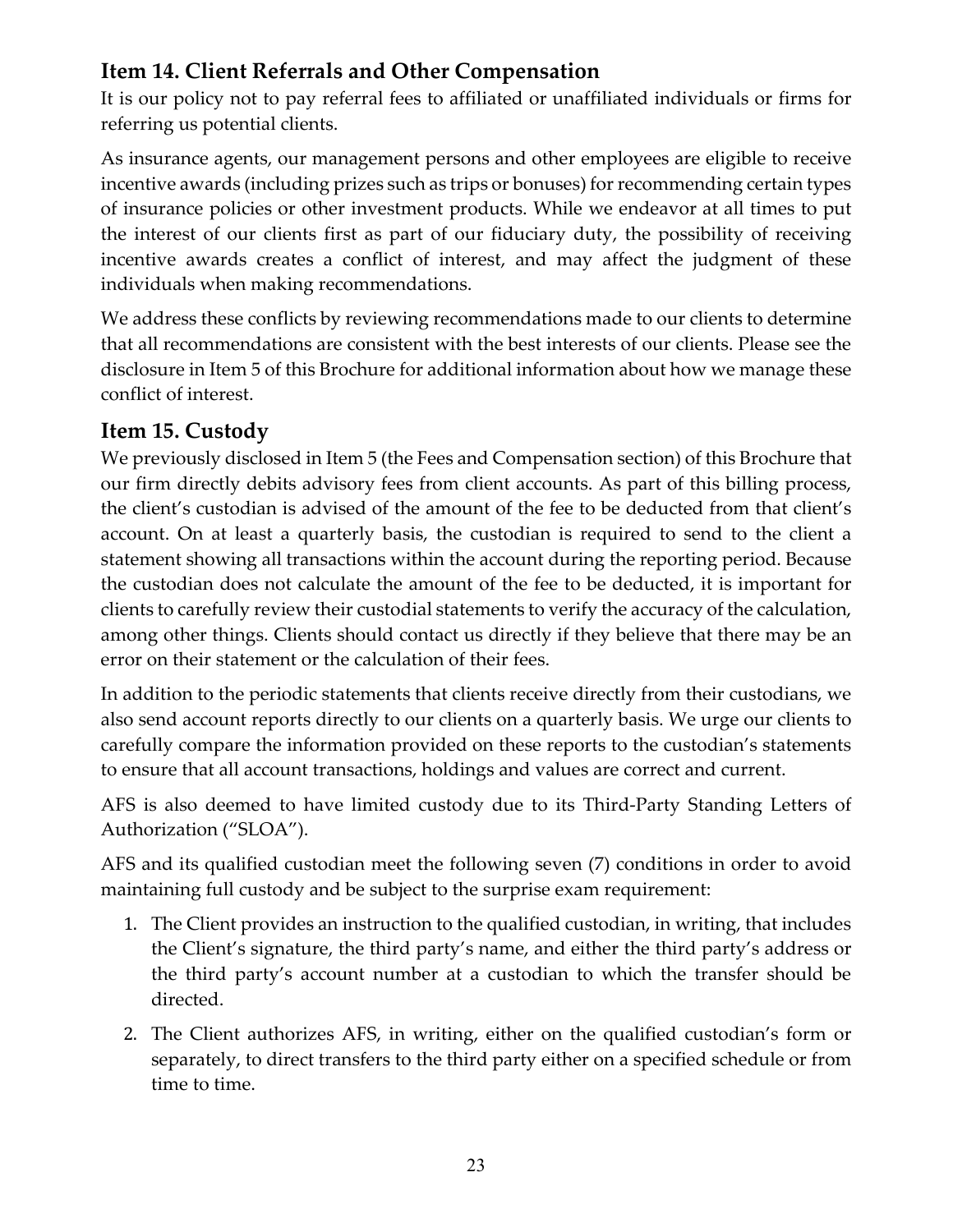## Item 14. Client Referrals and Other Compensation

It is our policy not to pay referral fees to affiliated or unaffiliated individuals or firms for referring us potential clients.

As insurance agents, our management persons and other employees are eligible to receive incentive awards (including prizes such as trips or bonuses) for recommending certain types of insurance policies or other investment products. While we endeavor at all times to put the interest of our clients first as part of our fiduciary duty, the possibility of receiving incentive awards creates a conflict of interest, and may affect the judgment of these individuals when making recommendations.

We address these conflicts by reviewing recommendations made to our clients to determine that all recommendations are consistent with the best interests of our clients. Please see the disclosure in Item 5 of this Brochure for additional information about how we manage these conflict of interest.

## Item 15. Custody

We previously disclosed in Item 5 (the Fees and Compensation section) of this Brochure that our firm directly debits advisory fees from client accounts. As part of this billing process, the client's custodian is advised of the amount of the fee to be deducted from that client's account. On at least a quarterly basis, the custodian is required to send to the client a statement showing all transactions within the account during the reporting period. Because the custodian does not calculate the amount of the fee to be deducted, it is important for clients to carefully review their custodial statements to verify the accuracy of the calculation, among other things. Clients should contact us directly if they believe that there may be an error on their statement or the calculation of their fees.

In addition to the periodic statements that clients receive directly from their custodians, we also send account reports directly to our clients on a quarterly basis. We urge our clients to carefully compare the information provided on these reports to the custodian's statements to ensure that all account transactions, holdings and values are correct and current.

AFS is also deemed to have limited custody due to its Third-Party Standing Letters of Authorization ("SLOA").

AFS and its qualified custodian meet the following seven (7) conditions in order to avoid maintaining full custody and be subject to the surprise exam requirement:

1. The Client provides an instruction to the qualified custodian, in writing, that includes the Client's signature, the third party's name, and either the third party's address or the third party's account number at a custodian to which the transfer should be directed.
2. The Client authorizes AFS, in writing, either on the qualified custodian's form or separately, to direct transfers to the third party either on a specified schedule or from time to time.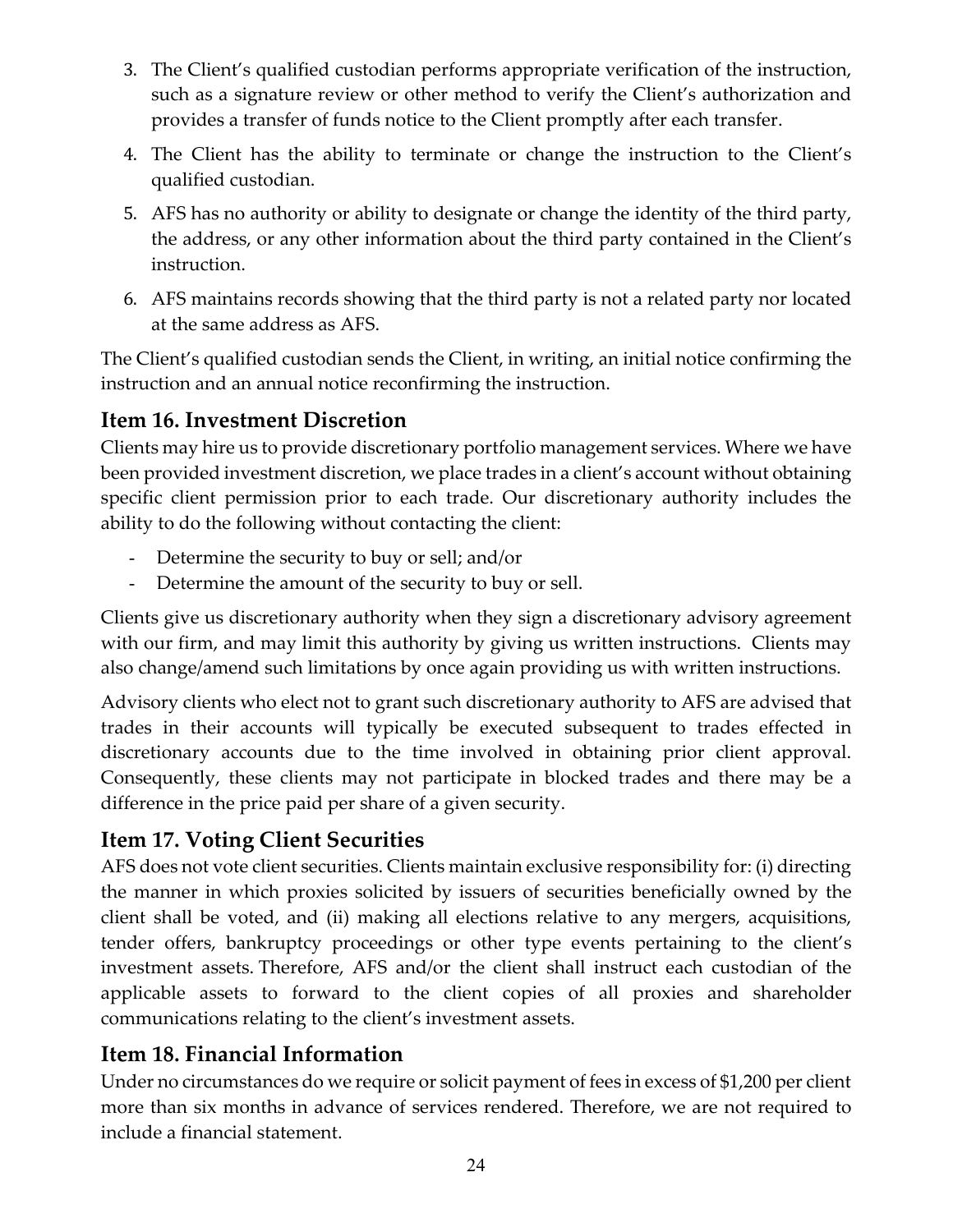3. The Client's qualified custodian performs appropriate verification of the instruction, such as a signature review or other method to verify the Client's authorization and provides a transfer of funds notice to the Client promptly after each transfer.
4. The Client has the ability to terminate or change the instruction to the Client's qualified custodian.
5. AFS has no authority or ability to designate or change the identity of the third party, the address, or any other information about the third party contained in the Client's instruction.
6. AFS maintains records showing that the third party is not a related party nor located at the same address as AFS.

The Client's qualified custodian sends the Client, in writing, an initial notice confirming the instruction and an annual notice reconfirming the instruction.

## Item 16. Investment Discretion

Clients may hire us to provide discretionary portfolio management services. Where we have been provided investment discretion, we place trades in a client's account without obtaining specific client permission prior to each trade. Our discretionary authority includes the ability to do the following without contacting the client:

- Determine the security to buy or sell; and/or
- Determine the amount of the security to buy or sell.

Clients give us discretionary authority when they sign a discretionary advisory agreement with our firm, and may limit this authority by giving us written instructions. Clients may also change/amend such limitations by once again providing us with written instructions.

Advisory clients who elect not to grant such discretionary authority to AFS are advised that trades in their accounts will typically be executed subsequent to trades effected in discretionary accounts due to the time involved in obtaining prior client approval. Consequently, these clients may not participate in blocked trades and there may be a difference in the price paid per share of a given security.

## Item 17. Voting Client Securities

AFS does not vote client securities. Clients maintain exclusive responsibility for: (i) directing the manner in which proxies solicited by issuers of securities beneficially owned by the client shall be voted, and (ii) making all elections relative to any mergers, acquisitions, tender offers, bankruptcy proceedings or other type events pertaining to the client's investment assets. Therefore, AFS and/or the client shall instruct each custodian of the applicable assets to forward to the client copies of all proxies and shareholder communications relating to the client's investment assets.

## Item 18. Financial Information

Under no circumstances do we require or solicit payment of fees in excess of $1,200 per client more than six months in advance of services rendered. Therefore, we are not required to include a financial statement.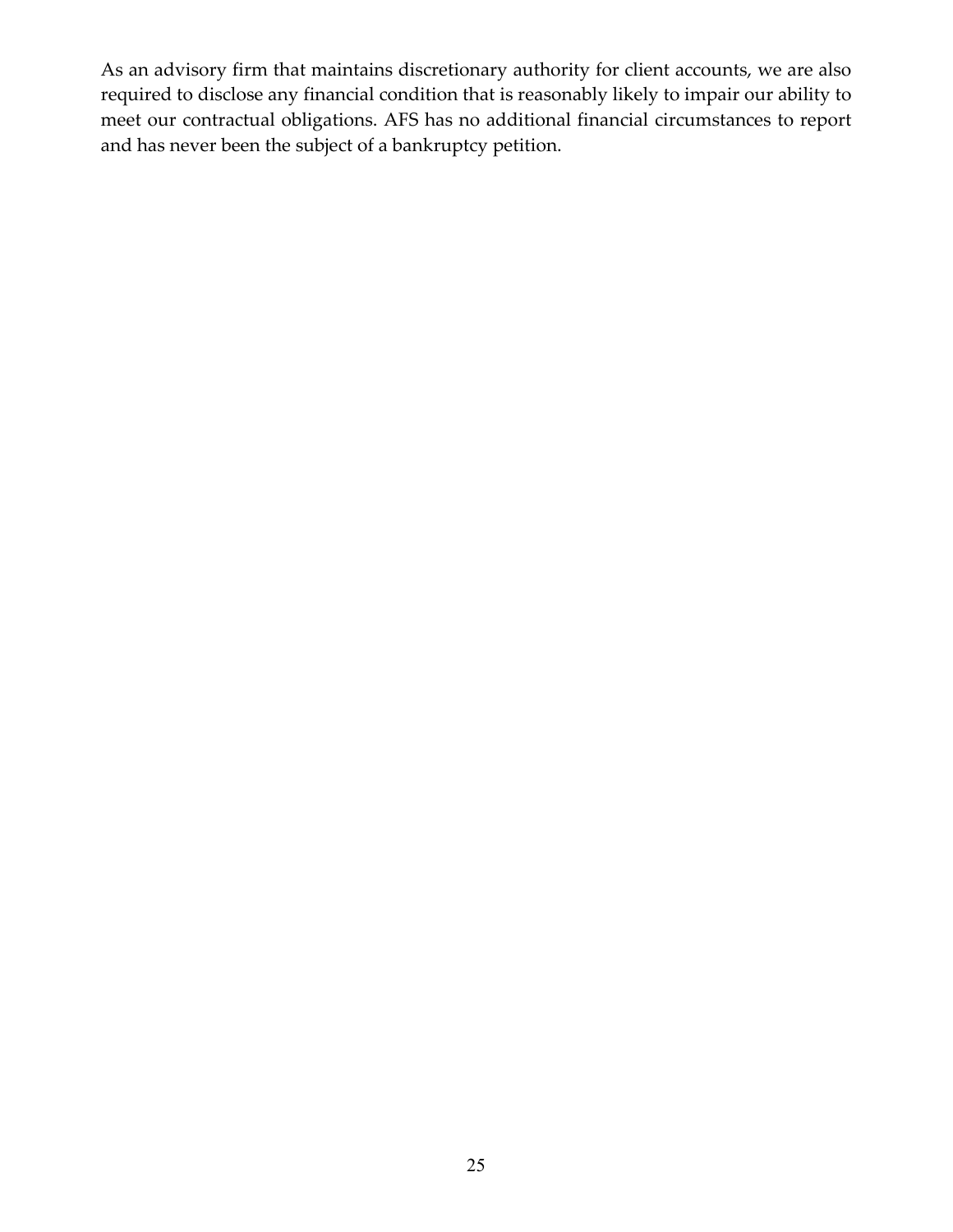As an advisory firm that maintains discretionary authority for client accounts, we are also required to disclose any financial condition that is reasonably likely to impair our ability to meet our contractual obligations. AFS has no additional financial circumstances to report and has never been the subject of a bankruptcy petition.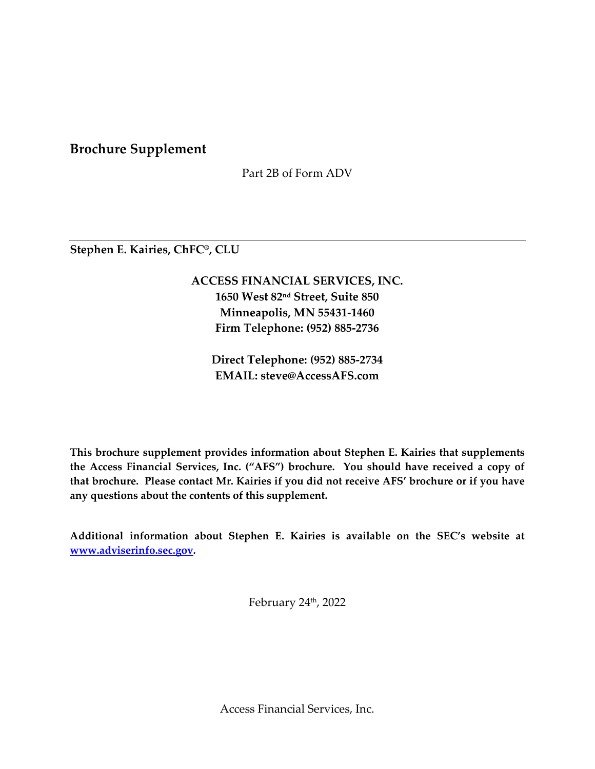## Brochure Supplement

Part 2B of Form ADV

---

**Stephen E. Kairies, ChFC®, CLU**

**ACCESS FINANCIAL SERVICES, INC.**
**1650 West 82nd Street, Suite 850**
**Minneapolis, MN 55431-1460**
**Firm Telephone: (952) 885-2736**

**Direct Telephone: (952) 885-2734**
**EMAIL: steve@AccessAFS.com**

**This brochure supplement provides information about Stephen E. Kairies that supplements the Access Financial Services, Inc. ("AFS") brochure. You should have received a copy of that brochure. Please contact Mr. Kairies if you did not receive AFS' brochure or if you have any questions about the contents of this supplement.**

**Additional information about Stephen E. Kairies is available on the SEC's website at [www.adviserinfo.sec.gov](http://www.adviserinfo.sec.gov).**

February 24th, 2022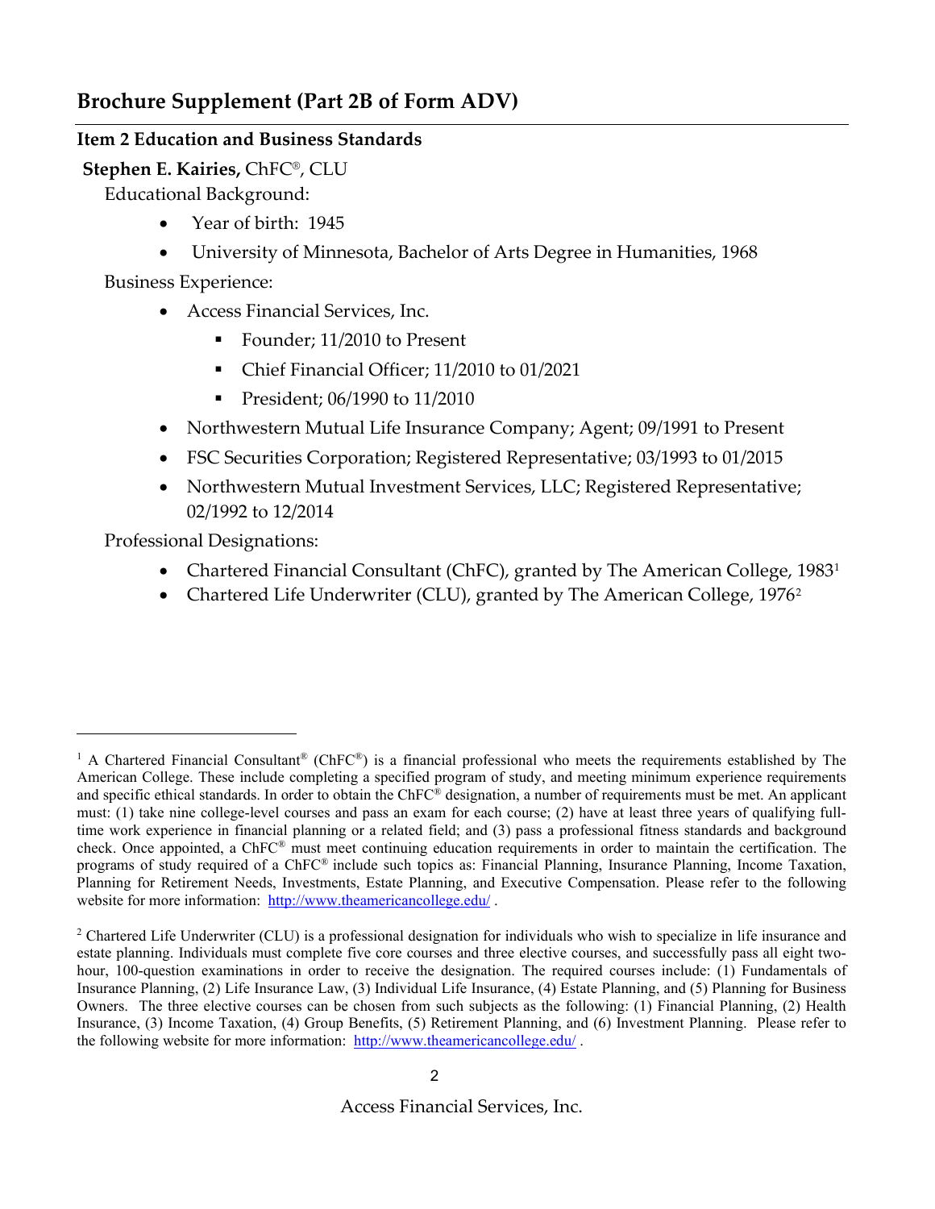## Brochure Supplement (Part 2B of Form ADV)

### Item 2 Education and Business Standards

**Stephen E. Kairies,** ChFC®, CLU

Educational Background:

- Year of birth: 1945
- University of Minnesota, Bachelor of Arts Degree in Humanities, 1968

Business Experience:

- Access Financial Services, Inc.
  - Founder; 11/2010 to Present
  - Chief Financial Officer; 11/2010 to 01/2021
  - President; 06/1990 to 11/2010
- Northwestern Mutual Life Insurance Company; Agent; 09/1991 to Present
- FSC Securities Corporation; Registered Representative; 03/1993 to 01/2015
- Northwestern Mutual Investment Services, LLC; Registered Representative; 02/1992 to 12/2014

Professional Designations:

- Chartered Financial Consultant (ChFC), granted by The American College, 1983[1]
- Chartered Life Underwriter (CLU), granted by The American College, 1976[2]

---

[1] A Chartered Financial Consultant® (ChFC®) is a financial professional who meets the requirements established by The American College. These include completing a specified program of study, and meeting minimum experience requirements and specific ethical standards. In order to obtain the ChFC® designation, a number of requirements must be met. An applicant must: (1) take nine college-level courses and pass an exam for each course; (2) have at least three years of qualifying full-time work experience in financial planning or a related field; and (3) pass a professional fitness standards and background check. Once appointed, a ChFC® must meet continuing education requirements in order to maintain the certification. The programs of study required of a ChFC® include such topics as: Financial Planning, Insurance Planning, Income Taxation, Planning for Retirement Needs, Investments, Estate Planning, and Executive Compensation. Please refer to the following website for more information: http://www.theamericancollege.edu/ .

[2] Chartered Life Underwriter (CLU) is a professional designation for individuals who wish to specialize in life insurance and estate planning. Individuals must complete five core courses and three elective courses, and successfully pass all eight two-hour, 100-question examinations in order to receive the designation. The required courses include: (1) Fundamentals of Insurance Planning, (2) Life Insurance Law, (3) Individual Life Insurance, (4) Estate Planning, and (5) Planning for Business Owners. The three elective courses can be chosen from such subjects as the following: (1) Financial Planning, (2) Health Insurance, (3) Income Taxation, (4) Group Benefits, (5) Retirement Planning, and (6) Investment Planning. Please refer to the following website for more information: http://www.theamericancollege.edu/ .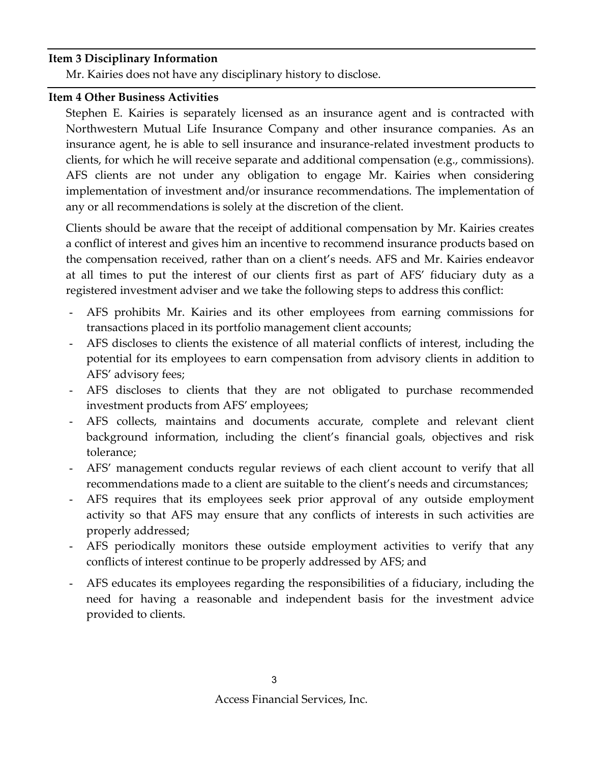**Item 3 Disciplinary Information**

Mr. Kairies does not have any disciplinary history to disclose.

**Item 4 Other Business Activities**

Stephen E. Kairies is separately licensed as an insurance agent and is contracted with Northwestern Mutual Life Insurance Company and other insurance companies. As an insurance agent, he is able to sell insurance and insurance-related investment products to clients, for which he will receive separate and additional compensation (e.g., commissions). AFS clients are not under any obligation to engage Mr. Kairies when considering implementation of investment and/or insurance recommendations. The implementation of any or all recommendations is solely at the discretion of the client.

Clients should be aware that the receipt of additional compensation by Mr. Kairies creates a conflict of interest and gives him an incentive to recommend insurance products based on the compensation received, rather than on a client's needs. AFS and Mr. Kairies endeavor at all times to put the interest of our clients first as part of AFS' fiduciary duty as a registered investment adviser and we take the following steps to address this conflict:

- AFS prohibits Mr. Kairies and its other employees from earning commissions for transactions placed in its portfolio management client accounts;
- AFS discloses to clients the existence of all material conflicts of interest, including the potential for its employees to earn compensation from advisory clients in addition to AFS' advisory fees;
- AFS discloses to clients that they are not obligated to purchase recommended investment products from AFS' employees;
- AFS collects, maintains and documents accurate, complete and relevant client background information, including the client's financial goals, objectives and risk tolerance;
- AFS' management conducts regular reviews of each client account to verify that all recommendations made to a client are suitable to the client's needs and circumstances;
- AFS requires that its employees seek prior approval of any outside employment activity so that AFS may ensure that any conflicts of interests in such activities are properly addressed;
- AFS periodically monitors these outside employment activities to verify that any conflicts of interest continue to be properly addressed by AFS; and
- AFS educates its employees regarding the responsibilities of a fiduciary, including the need for having a reasonable and independent basis for the investment advice provided to clients.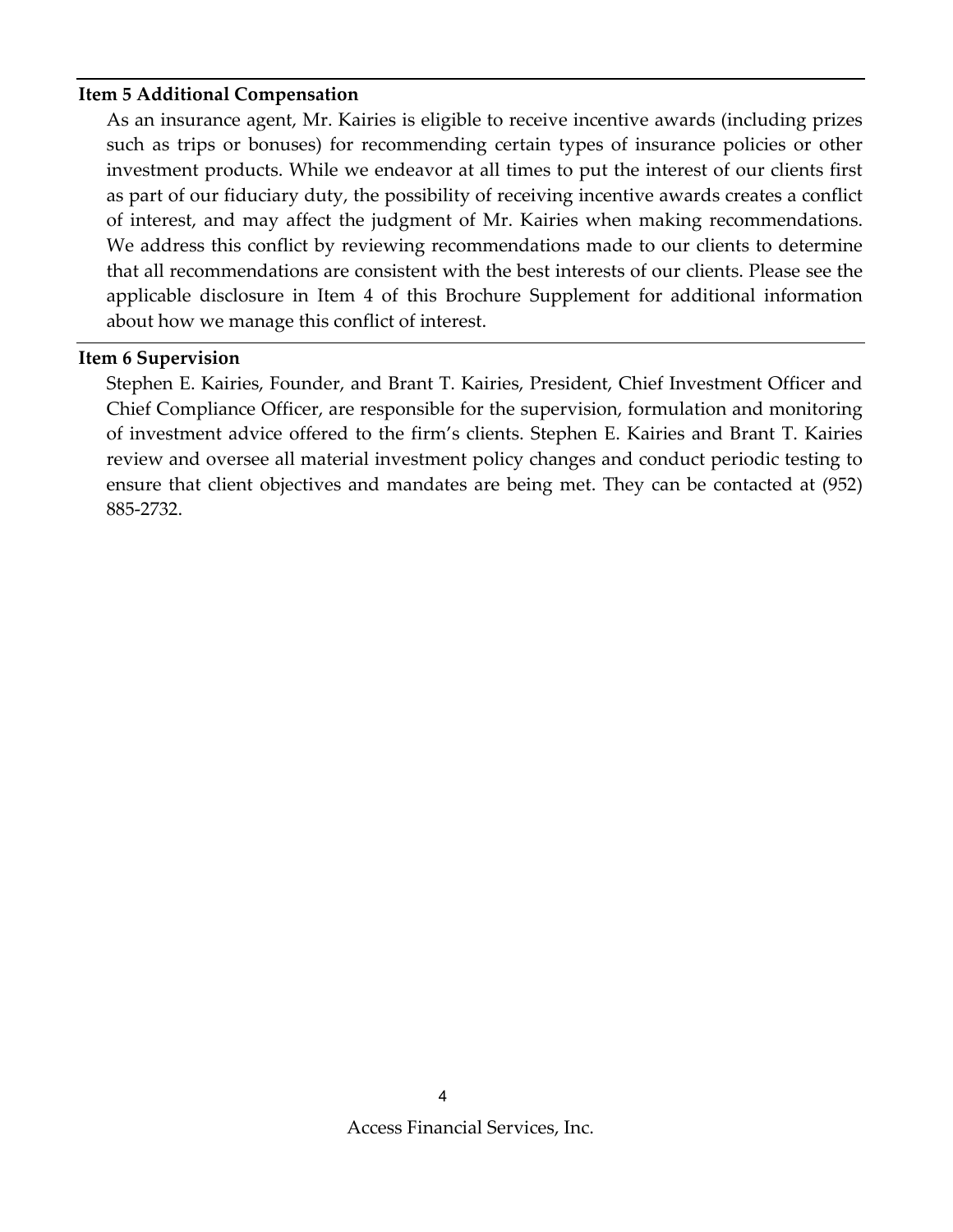### Item 5 Additional Compensation

As an insurance agent, Mr. Kairies is eligible to receive incentive awards (including prizes such as trips or bonuses) for recommending certain types of insurance policies or other investment products. While we endeavor at all times to put the interest of our clients first as part of our fiduciary duty, the possibility of receiving incentive awards creates a conflict of interest, and may affect the judgment of Mr. Kairies when making recommendations. We address this conflict by reviewing recommendations made to our clients to determine that all recommendations are consistent with the best interests of our clients. Please see the applicable disclosure in Item 4 of this Brochure Supplement for additional information about how we manage this conflict of interest.

### Item 6 Supervision

Stephen E. Kairies, Founder, and Brant T. Kairies, President, Chief Investment Officer and Chief Compliance Officer, are responsible for the supervision, formulation and monitoring of investment advice offered to the firm's clients. Stephen E. Kairies and Brant T. Kairies review and oversee all material investment policy changes and conduct periodic testing to ensure that client objectives and mandates are being met. They can be contacted at (952) 885-2732.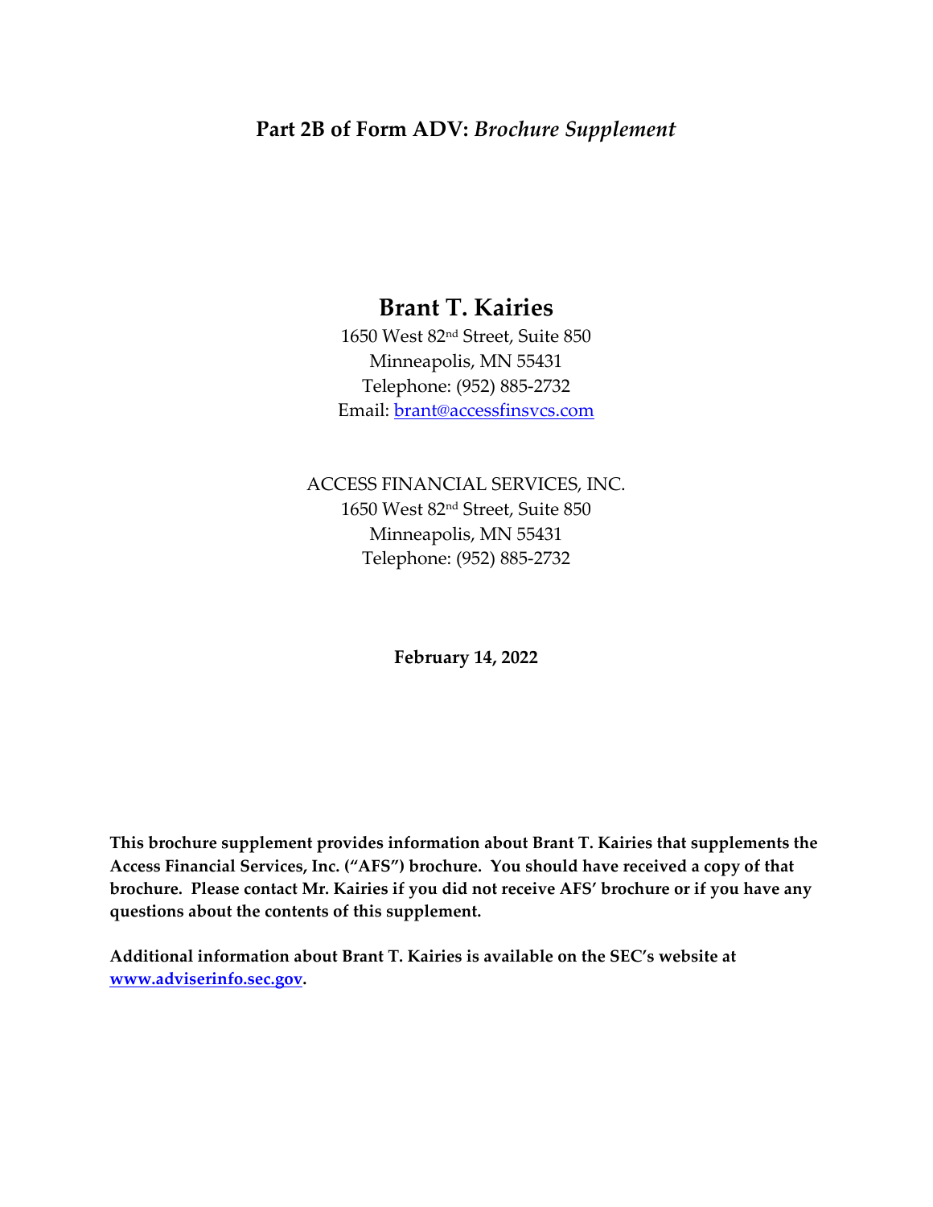# Part 2B of Form ADV: *Brochure Supplement*

## Brant T. Kairies

1650 West 82nd Street, Suite 850
Minneapolis, MN 55431
Telephone: (952) 885-2732
Email: [brant@accessfinsvcs.com](mailto:brant@accessfinsvcs.com)

ACCESS FINANCIAL SERVICES, INC.
1650 West 82nd Street, Suite 850
Minneapolis, MN 55431
Telephone: (952) 885-2732

**February 14, 2022**

**This brochure supplement provides information about Brant T. Kairies that supplements the Access Financial Services, Inc. ("AFS") brochure. You should have received a copy of that brochure. Please contact Mr. Kairies if you did not receive AFS' brochure or if you have any questions about the contents of this supplement.**

**Additional information about Brant T. Kairies is available on the SEC's website at [www.adviserinfo.sec.gov](http://www.adviserinfo.sec.gov).**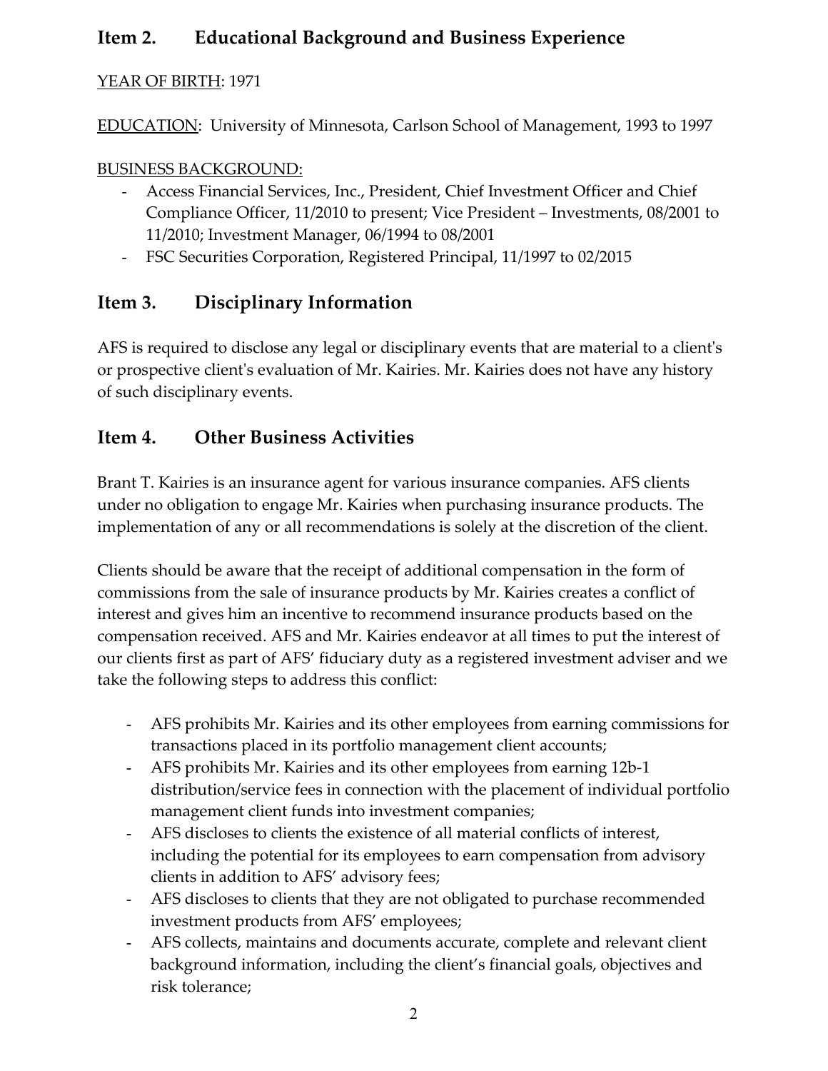## Item 2. Educational Background and Business Experience

YEAR OF BIRTH: 1971

EDUCATION: University of Minnesota, Carlson School of Management, 1993 to 1997

BUSINESS BACKGROUND:

- Access Financial Services, Inc., President, Chief Investment Officer and Chief Compliance Officer, 11/2010 to present; Vice President – Investments, 08/2001 to 11/2010; Investment Manager, 06/1994 to 08/2001
- FSC Securities Corporation, Registered Principal, 11/1997 to 02/2015

## Item 3. Disciplinary Information

AFS is required to disclose any legal or disciplinary events that are material to a client's or prospective client's evaluation of Mr. Kairies. Mr. Kairies does not have any history of such disciplinary events.

## Item 4. Other Business Activities

Brant T. Kairies is an insurance agent for various insurance companies. AFS clients under no obligation to engage Mr. Kairies when purchasing insurance products. The implementation of any or all recommendations is solely at the discretion of the client.

Clients should be aware that the receipt of additional compensation in the form of commissions from the sale of insurance products by Mr. Kairies creates a conflict of interest and gives him an incentive to recommend insurance products based on the compensation received. AFS and Mr. Kairies endeavor at all times to put the interest of our clients first as part of AFS' fiduciary duty as a registered investment adviser and we take the following steps to address this conflict:

- AFS prohibits Mr. Kairies and its other employees from earning commissions for transactions placed in its portfolio management client accounts;
- AFS prohibits Mr. Kairies and its other employees from earning 12b-1 distribution/service fees in connection with the placement of individual portfolio management client funds into investment companies;
- AFS discloses to clients the existence of all material conflicts of interest, including the potential for its employees to earn compensation from advisory clients in addition to AFS' advisory fees;
- AFS discloses to clients that they are not obligated to purchase recommended investment products from AFS' employees;
- AFS collects, maintains and documents accurate, complete and relevant client background information, including the client's financial goals, objectives and risk tolerance;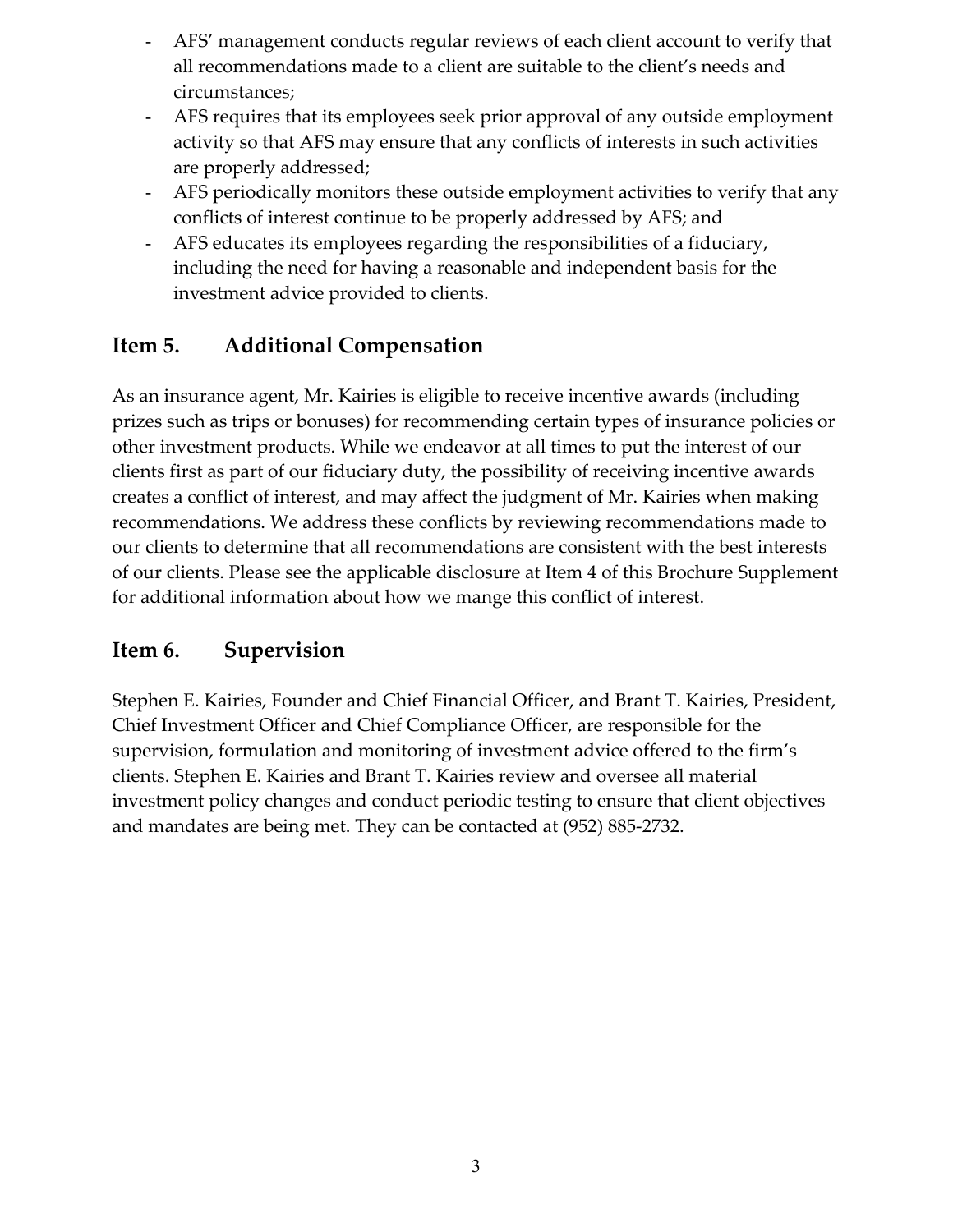- AFS' management conducts regular reviews of each client account to verify that all recommendations made to a client are suitable to the client's needs and circumstances;
- AFS requires that its employees seek prior approval of any outside employment activity so that AFS may ensure that any conflicts of interests in such activities are properly addressed;
- AFS periodically monitors these outside employment activities to verify that any conflicts of interest continue to be properly addressed by AFS; and
- AFS educates its employees regarding the responsibilities of a fiduciary, including the need for having a reasonable and independent basis for the investment advice provided to clients.

## Item 5. Additional Compensation

As an insurance agent, Mr. Kairies is eligible to receive incentive awards (including prizes such as trips or bonuses) for recommending certain types of insurance policies or other investment products. While we endeavor at all times to put the interest of our clients first as part of our fiduciary duty, the possibility of receiving incentive awards creates a conflict of interest, and may affect the judgment of Mr. Kairies when making recommendations. We address these conflicts by reviewing recommendations made to our clients to determine that all recommendations are consistent with the best interests of our clients. Please see the applicable disclosure at Item 4 of this Brochure Supplement for additional information about how we mange this conflict of interest.

## Item 6. Supervision

Stephen E. Kairies, Founder and Chief Financial Officer, and Brant T. Kairies, President, Chief Investment Officer and Chief Compliance Officer, are responsible for the supervision, formulation and monitoring of investment advice offered to the firm's clients. Stephen E. Kairies and Brant T. Kairies review and oversee all material investment policy changes and conduct periodic testing to ensure that client objectives and mandates are being met. They can be contacted at (952) 885-2732.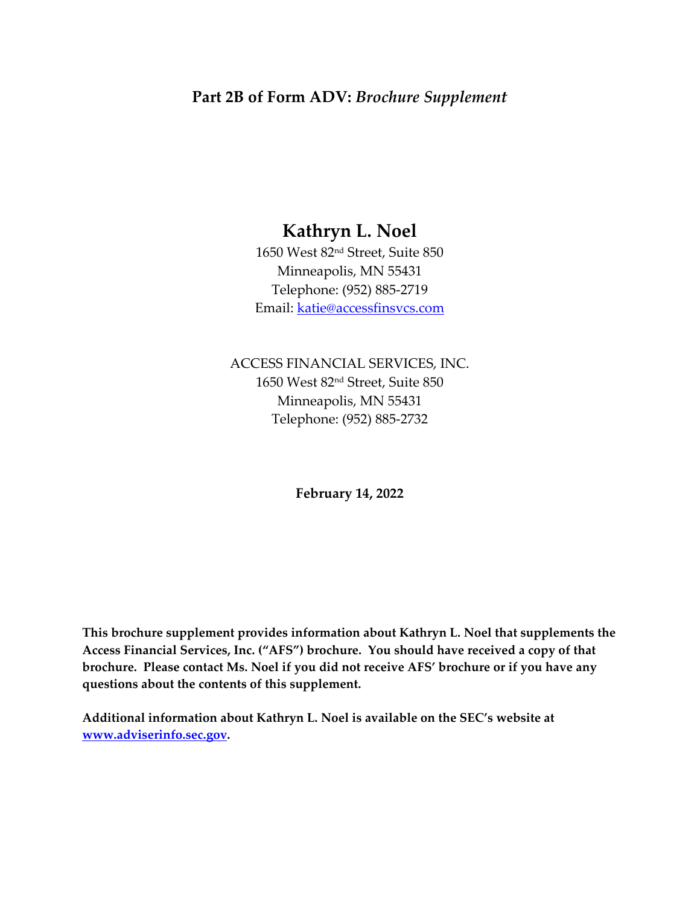## Part 2B of Form ADV: *Brochure Supplement*

# Kathryn L. Noel

1650 West 82nd Street, Suite 850
Minneapolis, MN 55431
Telephone: (952) 885-2719
Email: [katie@accessfinsvcs.com](mailto:katie@accessfinsvcs.com)

ACCESS FINANCIAL SERVICES, INC.
1650 West 82nd Street, Suite 850
Minneapolis, MN 55431
Telephone: (952) 885-2732

**February 14, 2022**

**This brochure supplement provides information about Kathryn L. Noel that supplements the Access Financial Services, Inc. ("AFS") brochure. You should have received a copy of that brochure. Please contact Ms. Noel if you did not receive AFS' brochure or if you have any questions about the contents of this supplement.**

**Additional information about Kathryn L. Noel is available on the SEC's website at [www.adviserinfo.sec.gov](http://www.adviserinfo.sec.gov).**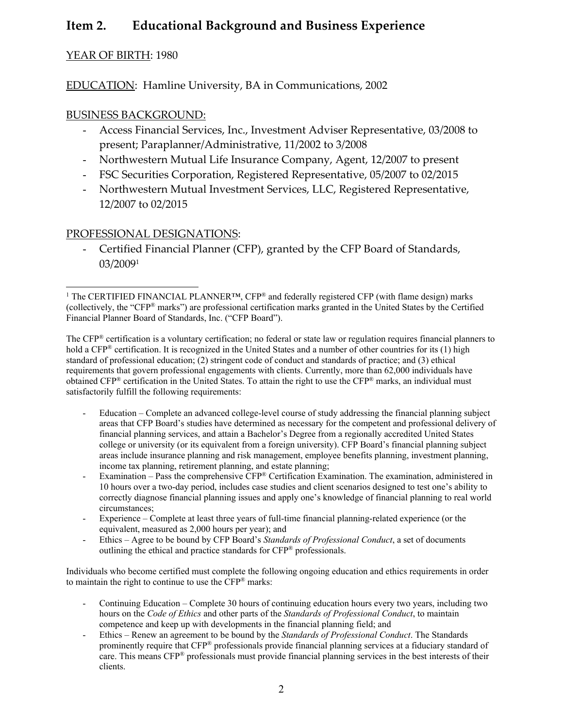## Item 2. Educational Background and Business Experience

<u>YEAR OF BIRTH</u>: 1980

<u>EDUCATION</u>: Hamline University, BA in Communications, 2002

<u>BUSINESS BACKGROUND:</u>

- Access Financial Services, Inc., Investment Adviser Representative, 03/2008 to present; Paraplanner/Administrative, 11/2002 to 3/2008
- Northwestern Mutual Life Insurance Company, Agent, 12/2007 to present
- FSC Securities Corporation, Registered Representative, 05/2007 to 02/2015
- Northwestern Mutual Investment Services, LLC, Registered Representative, 12/2007 to 02/2015

<u>PROFESSIONAL DESIGNATIONS</u>:

- Certified Financial Planner (CFP), granted by the CFP Board of Standards, 03/2009[1]

---

[1] The CERTIFIED FINANCIAL PLANNER™, CFP® and federally registered CFP (with flame design) marks (collectively, the "CFP® marks") are professional certification marks granted in the United States by the Certified Financial Planner Board of Standards, Inc. ("CFP Board").

The CFP® certification is a voluntary certification; no federal or state law or regulation requires financial planners to hold a CFP® certification. It is recognized in the United States and a number of other countries for its (1) high standard of professional education; (2) stringent code of conduct and standards of practice; and (3) ethical requirements that govern professional engagements with clients. Currently, more than 62,000 individuals have obtained CFP® certification in the United States. To attain the right to use the CFP® marks, an individual must satisfactorily fulfill the following requirements:

- Education – Complete an advanced college-level course of study addressing the financial planning subject areas that CFP Board's studies have determined as necessary for the competent and professional delivery of financial planning services, and attain a Bachelor's Degree from a regionally accredited United States college or university (or its equivalent from a foreign university). CFP Board's financial planning subject areas include insurance planning and risk management, employee benefits planning, investment planning, income tax planning, retirement planning, and estate planning;
- Examination – Pass the comprehensive CFP® Certification Examination. The examination, administered in 10 hours over a two-day period, includes case studies and client scenarios designed to test one's ability to correctly diagnose financial planning issues and apply one's knowledge of financial planning to real world circumstances;
- Experience – Complete at least three years of full-time financial planning-related experience (or the equivalent, measured as 2,000 hours per year); and
- Ethics – Agree to be bound by CFP Board's *Standards of Professional Conduct*, a set of documents outlining the ethical and practice standards for CFP® professionals.

Individuals who become certified must complete the following ongoing education and ethics requirements in order to maintain the right to continue to use the CFP® marks:

- Continuing Education – Complete 30 hours of continuing education hours every two years, including two hours on the *Code of Ethics* and other parts of the *Standards of Professional Conduct*, to maintain competence and keep up with developments in the financial planning field; and
- Ethics – Renew an agreement to be bound by the *Standards of Professional Conduct*. The Standards prominently require that CFP® professionals provide financial planning services at a fiduciary standard of care. This means CFP® professionals must provide financial planning services in the best interests of their clients.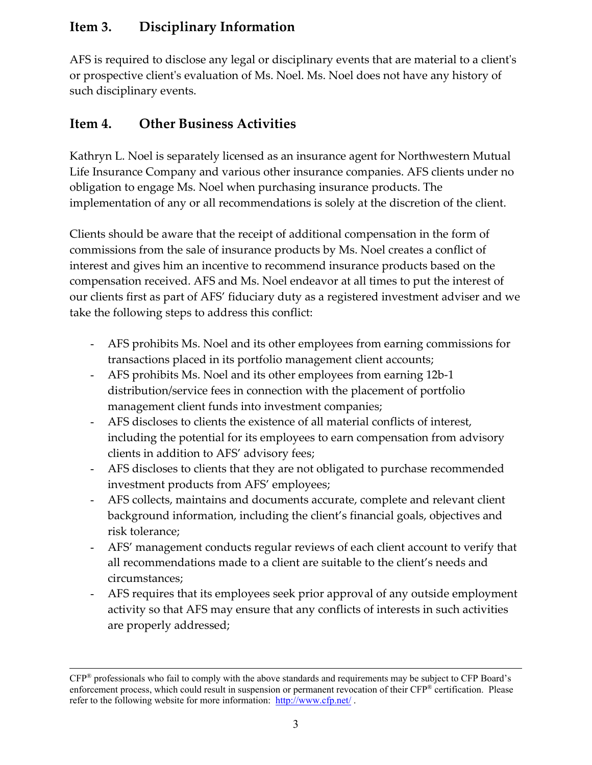## Item 3. Disciplinary Information

AFS is required to disclose any legal or disciplinary events that are material to a client's or prospective client's evaluation of Ms. Noel. Ms. Noel does not have any history of such disciplinary events.

## Item 4. Other Business Activities

Kathryn L. Noel is separately licensed as an insurance agent for Northwestern Mutual Life Insurance Company and various other insurance companies. AFS clients under no obligation to engage Ms. Noel when purchasing insurance products. The implementation of any or all recommendations is solely at the discretion of the client.

Clients should be aware that the receipt of additional compensation in the form of commissions from the sale of insurance products by Ms. Noel creates a conflict of interest and gives him an incentive to recommend insurance products based on the compensation received. AFS and Ms. Noel endeavor at all times to put the interest of our clients first as part of AFS' fiduciary duty as a registered investment adviser and we take the following steps to address this conflict:

- AFS prohibits Ms. Noel and its other employees from earning commissions for transactions placed in its portfolio management client accounts;
- AFS prohibits Ms. Noel and its other employees from earning 12b-1 distribution/service fees in connection with the placement of portfolio management client funds into investment companies;
- AFS discloses to clients the existence of all material conflicts of interest, including the potential for its employees to earn compensation from advisory clients in addition to AFS' advisory fees;
- AFS discloses to clients that they are not obligated to purchase recommended investment products from AFS' employees;
- AFS collects, maintains and documents accurate, complete and relevant client background information, including the client's financial goals, objectives and risk tolerance;
- AFS' management conducts regular reviews of each client account to verify that all recommendations made to a client are suitable to the client's needs and circumstances;
- AFS requires that its employees seek prior approval of any outside employment activity so that AFS may ensure that any conflicts of interests in such activities are properly addressed;

---

CFP® professionals who fail to comply with the above standards and requirements may be subject to CFP Board's enforcement process, which could result in suspension or permanent revocation of their CFP® certification. Please refer to the following website for more information: http://www.cfp.net/ .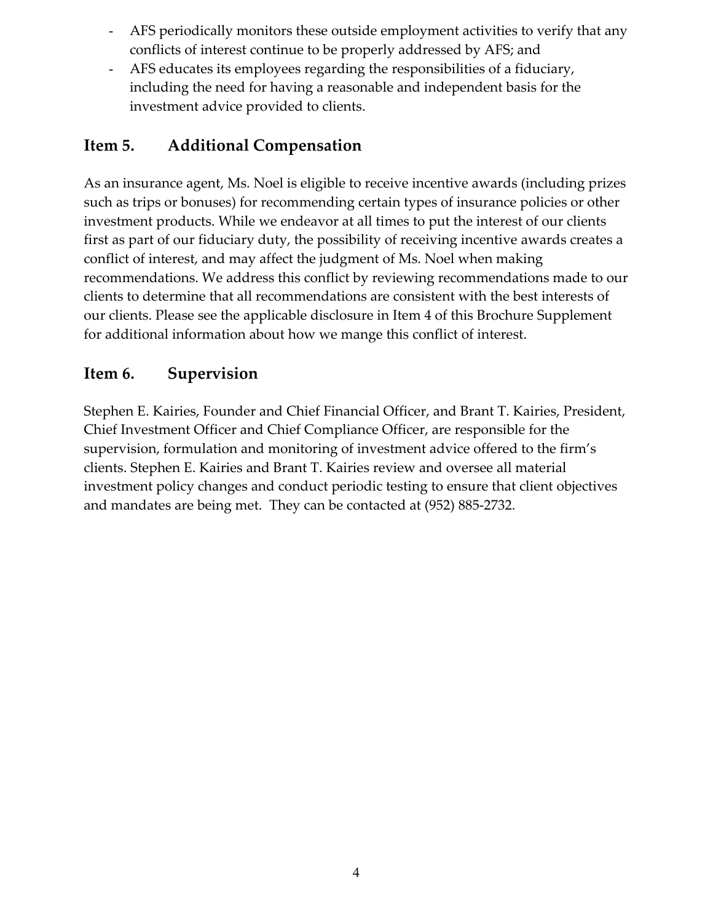- AFS periodically monitors these outside employment activities to verify that any conflicts of interest continue to be properly addressed by AFS; and
- AFS educates its employees regarding the responsibilities of a fiduciary, including the need for having a reasonable and independent basis for the investment advice provided to clients.

## Item 5. Additional Compensation

As an insurance agent, Ms. Noel is eligible to receive incentive awards (including prizes such as trips or bonuses) for recommending certain types of insurance policies or other investment products. While we endeavor at all times to put the interest of our clients first as part of our fiduciary duty, the possibility of receiving incentive awards creates a conflict of interest, and may affect the judgment of Ms. Noel when making recommendations. We address this conflict by reviewing recommendations made to our clients to determine that all recommendations are consistent with the best interests of our clients. Please see the applicable disclosure in Item 4 of this Brochure Supplement for additional information about how we mange this conflict of interest.

## Item 6. Supervision

Stephen E. Kairies, Founder and Chief Financial Officer, and Brant T. Kairies, President, Chief Investment Officer and Chief Compliance Officer, are responsible for the supervision, formulation and monitoring of investment advice offered to the firm's clients. Stephen E. Kairies and Brant T. Kairies review and oversee all material investment policy changes and conduct periodic testing to ensure that client objectives and mandates are being met. They can be contacted at (952) 885-2732.